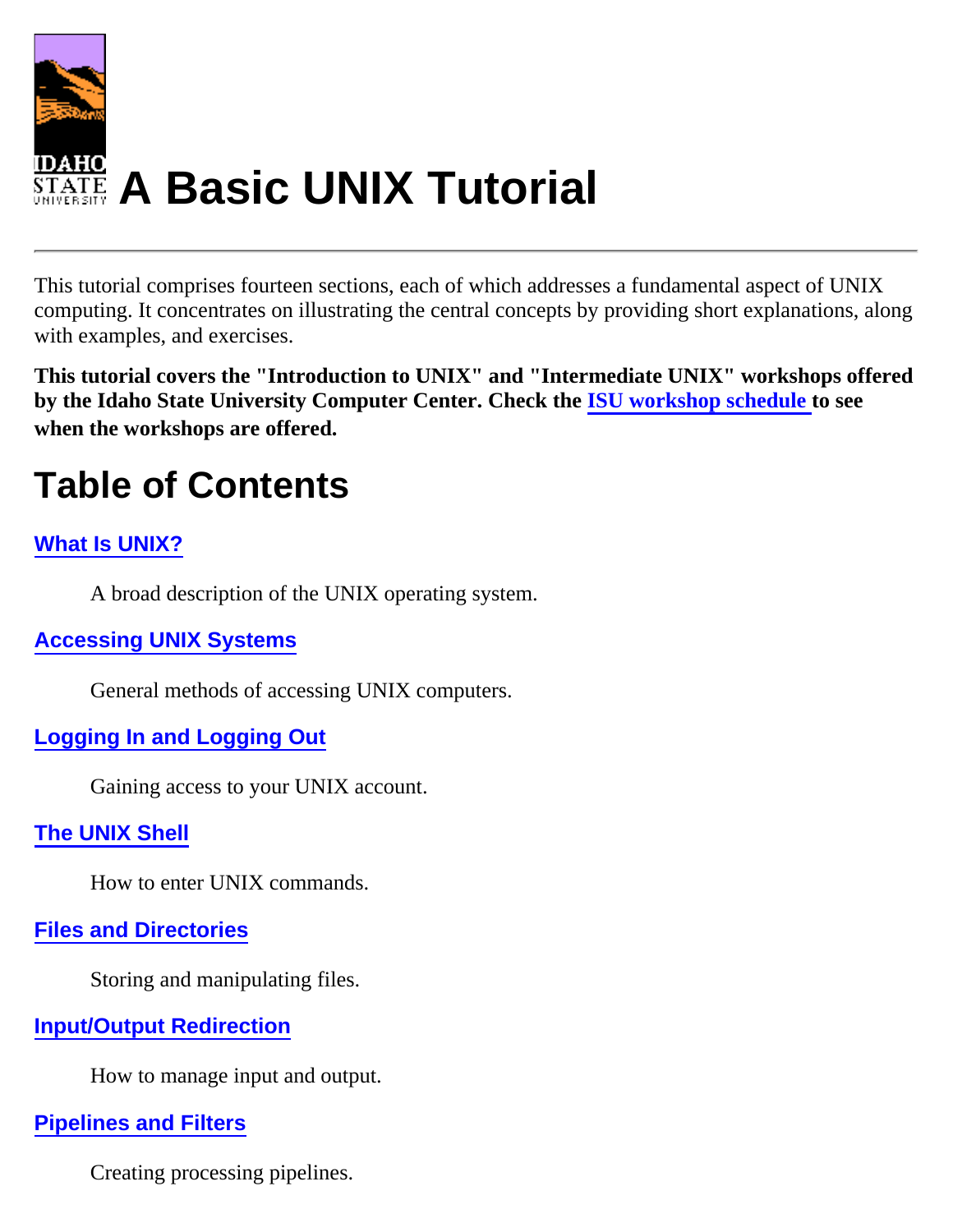# A Basic UNIX Tutorial

---

This tutorial comprises fourteen sections, each of which addresses a fundamental aspect of UNIX computing. It concentrates on illustrating the central concepts by providing short explanations, along with examples, and exercises.

**This tutorial covers the "Introduction to UNIX" and "Intermediate UNIX" workshops offered by the Idaho State University Computer Center. Check the ISU workshop schedule to see when the workshops are offered.**

## Table of Contents

### What Is UNIX?

A broad description of the UNIX operating system.

### Accessing UNIX Systems

General methods of accessing UNIX computers.

### Logging In and Logging Out

Gaining access to your UNIX account.

### The UNIX Shell

How to enter UNIX commands.

### Files and Directories

Storing and manipulating files.

### Input/Output Redirection

How to manage input and output.

### Pipelines and Filters

Creating processing pipelines.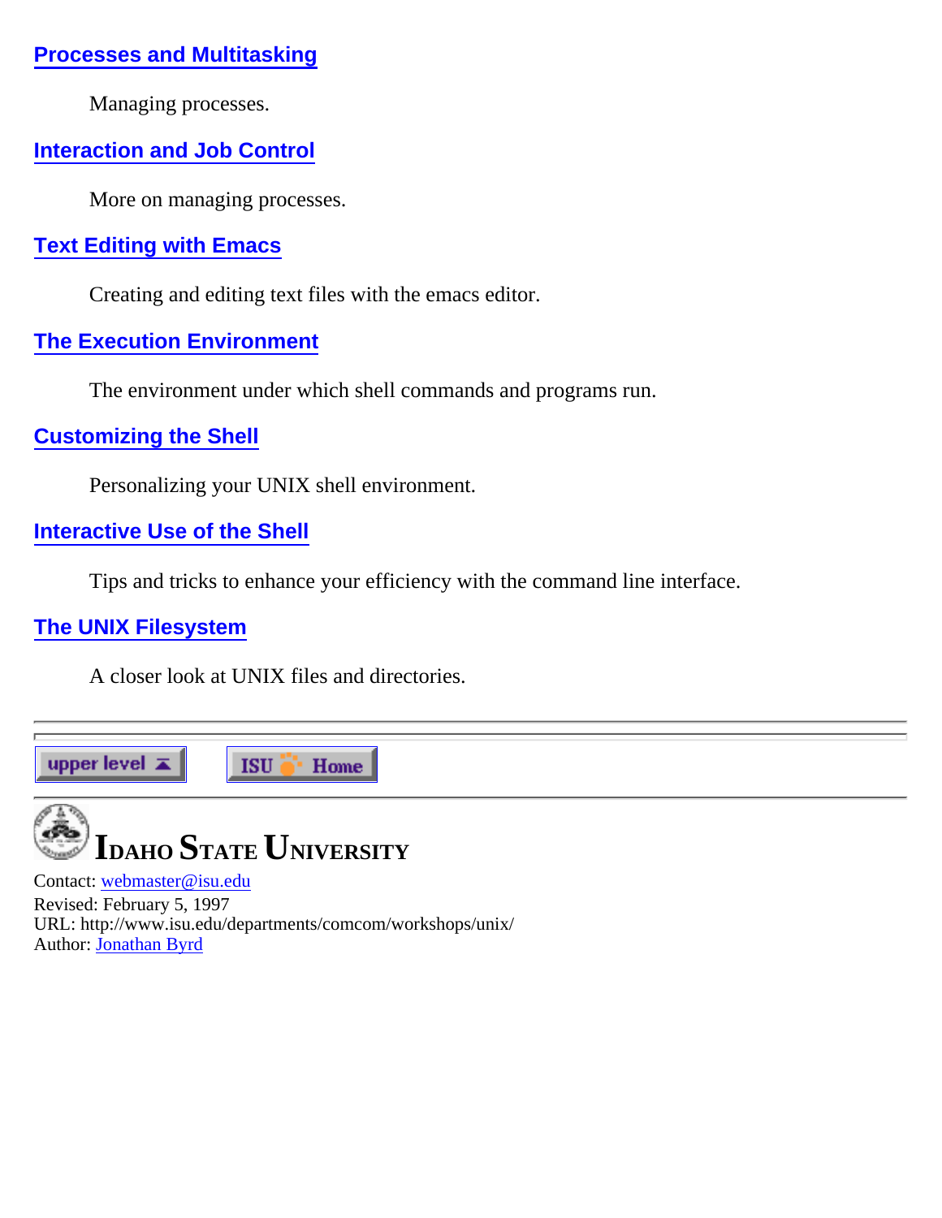### Processes and Multitasking

Managing processes.

### Interaction and Job Control

More on managing processes.

### Text Editing with Emacs

Creating and editing text files with the emacs editor.

### The Execution Environment

The environment under which shell commands and programs run.

### Customizing the Shell

Personalizing your UNIX shell environment.

### Interactive Use of the Shell

Tips and tricks to enhance your efficiency with the command line interface.

### The UNIX Filesystem

A closer look at UNIX files and directories.

---

upper level | ISU Home

---

**IDAHO STATE UNIVERSITY**

Contact: webmaster@isu.edu
Revised: February 5, 1997
URL: http://www.isu.edu/departments/comcom/workshops/unix/
Author: Jonathan Byrd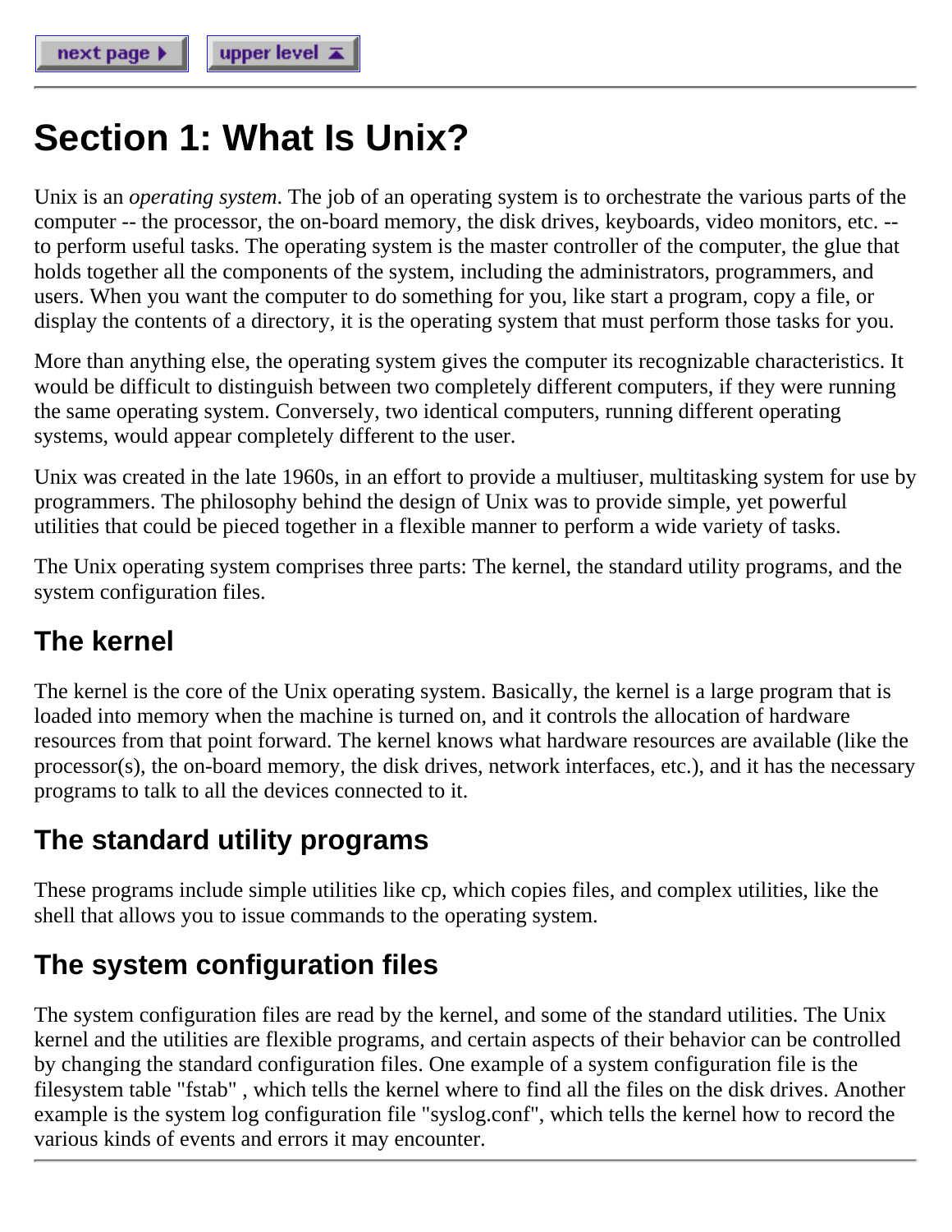# Section 1: What Is Unix?

Unix is an *operating system*. The job of an operating system is to orchestrate the various parts of the computer -- the processor, the on-board memory, the disk drives, keyboards, video monitors, etc. -- to perform useful tasks. The operating system is the master controller of the computer, the glue that holds together all the components of the system, including the administrators, programmers, and users. When you want the computer to do something for you, like start a program, copy a file, or display the contents of a directory, it is the operating system that must perform those tasks for you.

More than anything else, the operating system gives the computer its recognizable characteristics. It would be difficult to distinguish between two completely different computers, if they were running the same operating system. Conversely, two identical computers, running different operating systems, would appear completely different to the user.

Unix was created in the late 1960s, in an effort to provide a multiuser, multitasking system for use by programmers. The philosophy behind the design of Unix was to provide simple, yet powerful utilities that could be pieced together in a flexible manner to perform a wide variety of tasks.

The Unix operating system comprises three parts: The kernel, the standard utility programs, and the system configuration files.

## The kernel

The kernel is the core of the Unix operating system. Basically, the kernel is a large program that is loaded into memory when the machine is turned on, and it controls the allocation of hardware resources from that point forward. The kernel knows what hardware resources are available (like the processor(s), the on-board memory, the disk drives, network interfaces, etc.), and it has the necessary programs to talk to all the devices connected to it.

## The standard utility programs

These programs include simple utilities like cp, which copies files, and complex utilities, like the shell that allows you to issue commands to the operating system.

## The system configuration files

The system configuration files are read by the kernel, and some of the standard utilities. The Unix kernel and the utilities are flexible programs, and certain aspects of their behavior can be controlled by changing the standard configuration files. One example of a system configuration file is the filesystem table "fstab" , which tells the kernel where to find all the files on the disk drives. Another example is the system log configuration file "syslog.conf", which tells the kernel how to record the various kinds of events and errors it may encounter.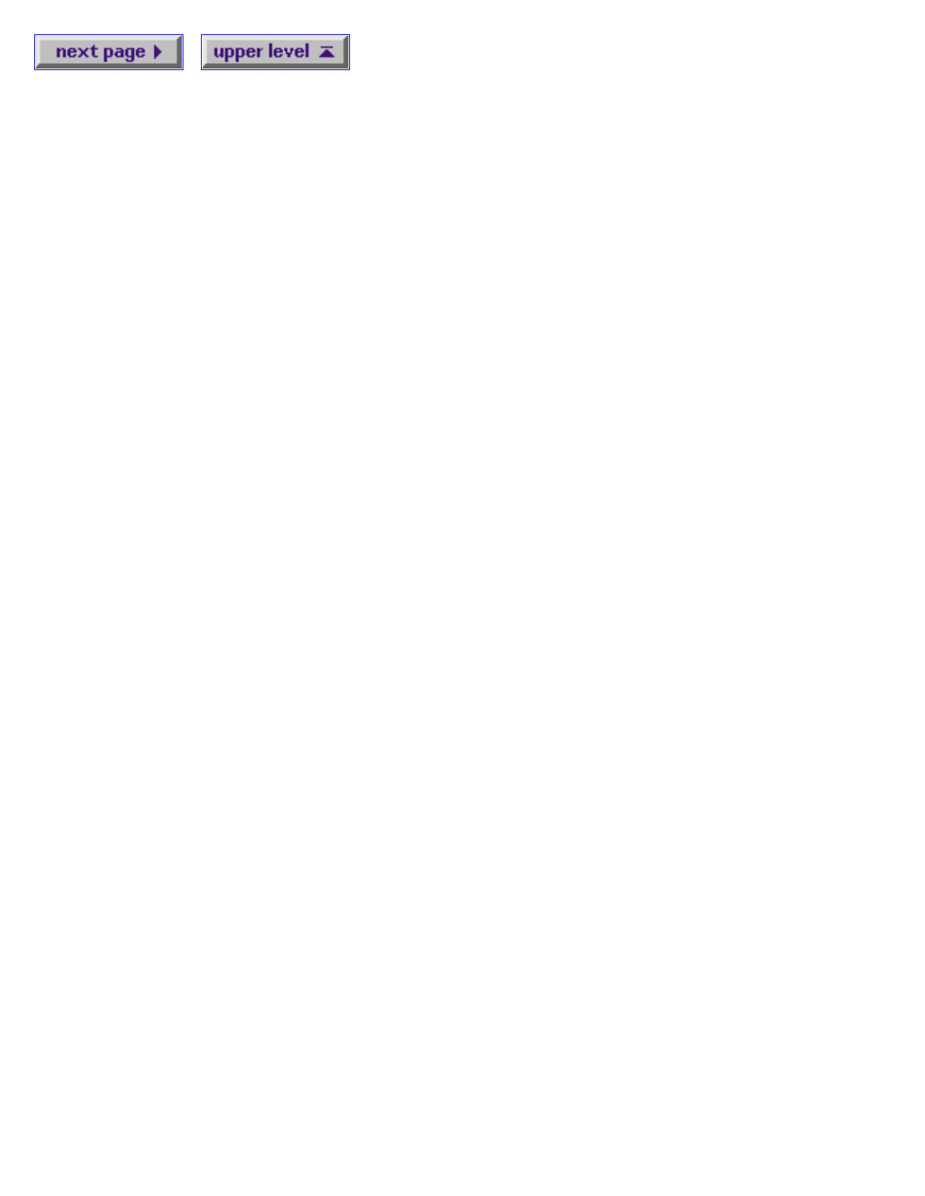next page ▶ upper level ▲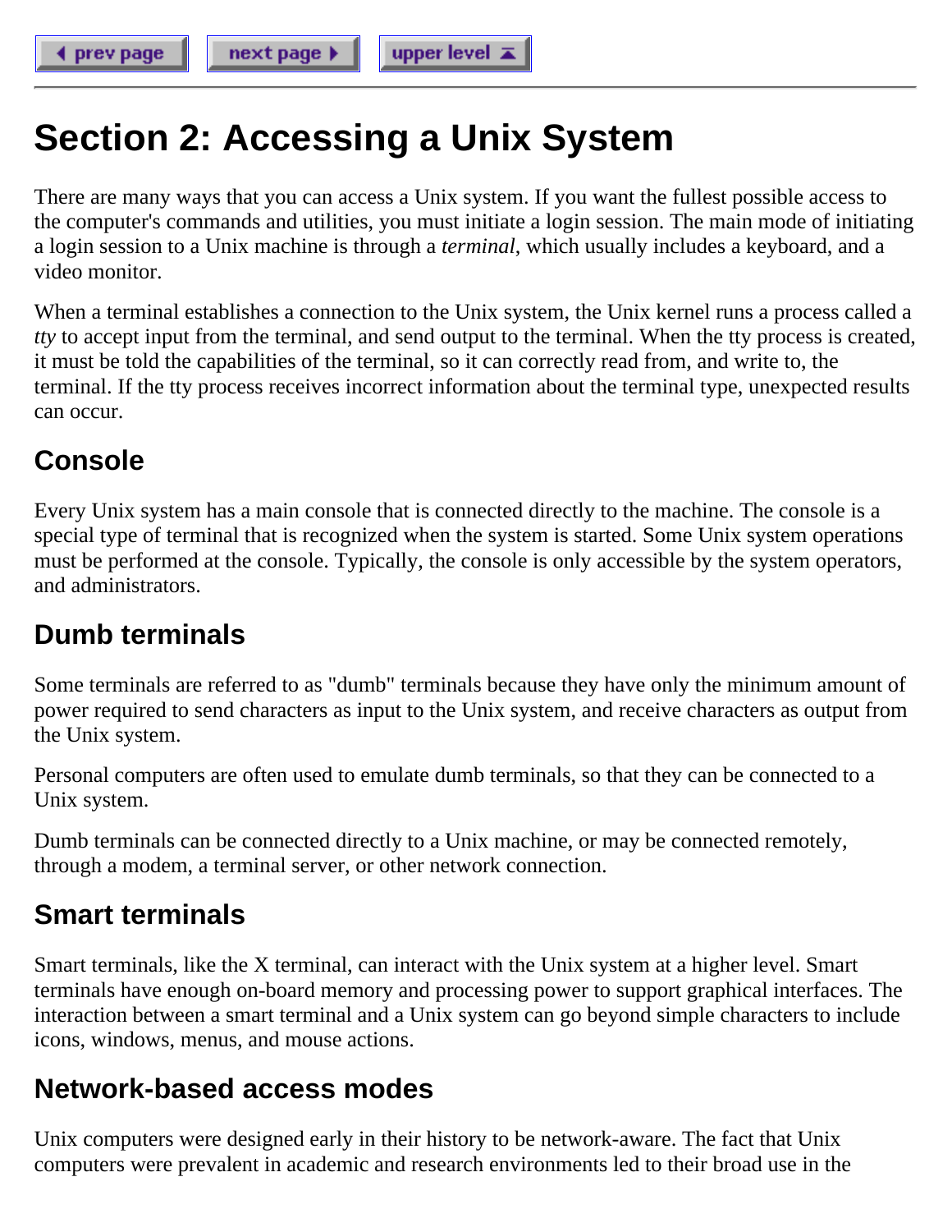# Section 2: Accessing a Unix System

There are many ways that you can access a Unix system. If you want the fullest possible access to the computer's commands and utilities, you must initiate a login session. The main mode of initiating a login session to a Unix machine is through a *terminal*, which usually includes a keyboard, and a video monitor.

When a terminal establishes a connection to the Unix system, the Unix kernel runs a process called a *tty* to accept input from the terminal, and send output to the terminal. When the tty process is created, it must be told the capabilities of the terminal, so it can correctly read from, and write to, the terminal. If the tty process receives incorrect information about the terminal type, unexpected results can occur.

## Console

Every Unix system has a main console that is connected directly to the machine. The console is a special type of terminal that is recognized when the system is started. Some Unix system operations must be performed at the console. Typically, the console is only accessible by the system operators, and administrators.

## Dumb terminals

Some terminals are referred to as "dumb" terminals because they have only the minimum amount of power required to send characters as input to the Unix system, and receive characters as output from the Unix system.

Personal computers are often used to emulate dumb terminals, so that they can be connected to a Unix system.

Dumb terminals can be connected directly to a Unix machine, or may be connected remotely, through a modem, a terminal server, or other network connection.

## Smart terminals

Smart terminals, like the X terminal, can interact with the Unix system at a higher level. Smart terminals have enough on-board memory and processing power to support graphical interfaces. The interaction between a smart terminal and a Unix system can go beyond simple characters to include icons, windows, menus, and mouse actions.

## Network-based access modes

Unix computers were designed early in their history to be network-aware. The fact that Unix computers were prevalent in academic and research environments led to their broad use in the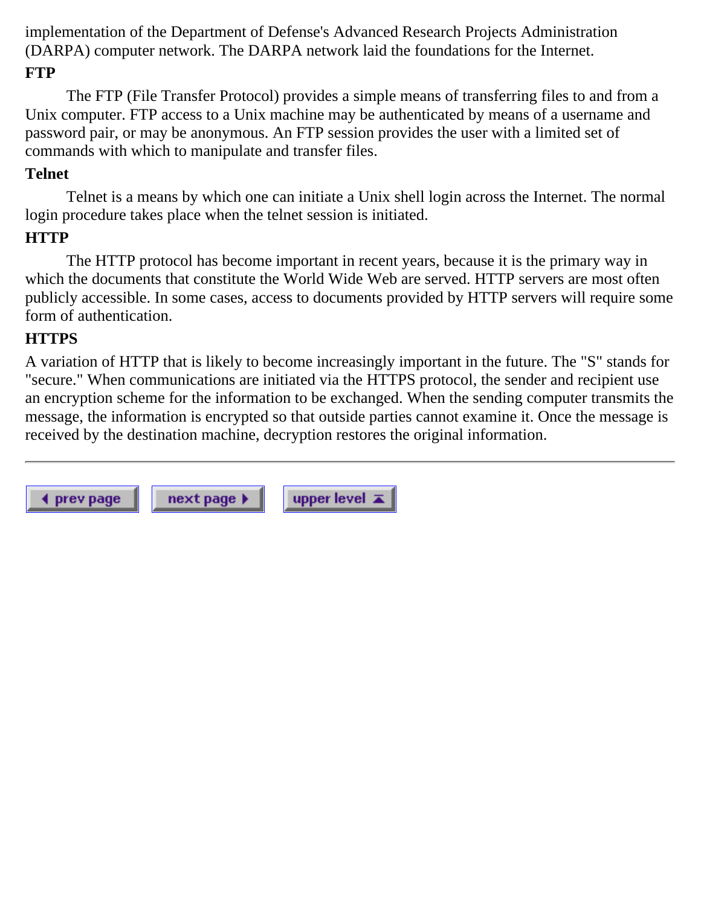implementation of the Department of Defense's Advanced Research Projects Administration (DARPA) computer network. The DARPA network laid the foundations for the Internet.

**FTP**

The FTP (File Transfer Protocol) provides a simple means of transferring files to and from a Unix computer. FTP access to a Unix machine may be authenticated by means of a username and password pair, or may be anonymous. An FTP session provides the user with a limited set of commands with which to manipulate and transfer files.

**Telnet**

Telnet is a means by which one can initiate a Unix shell login across the Internet. The normal login procedure takes place when the telnet session is initiated.

**HTTP**

The HTTP protocol has become important in recent years, because it is the primary way in which the documents that constitute the World Wide Web are served. HTTP servers are most often publicly accessible. In some cases, access to documents provided by HTTP servers will require some form of authentication.

**HTTPS**

A variation of HTTP that is likely to become increasingly important in the future. The "S" stands for "secure." When communications are initiated via the HTTPS protocol, the sender and recipient use an encryption scheme for the information to be exchanged. When the sending computer transmits the message, the information is encrypted so that outside parties cannot examine it. Once the message is received by the destination machine, decryption restores the original information.

---

◀ prev page | next page ▶ | upper level ▲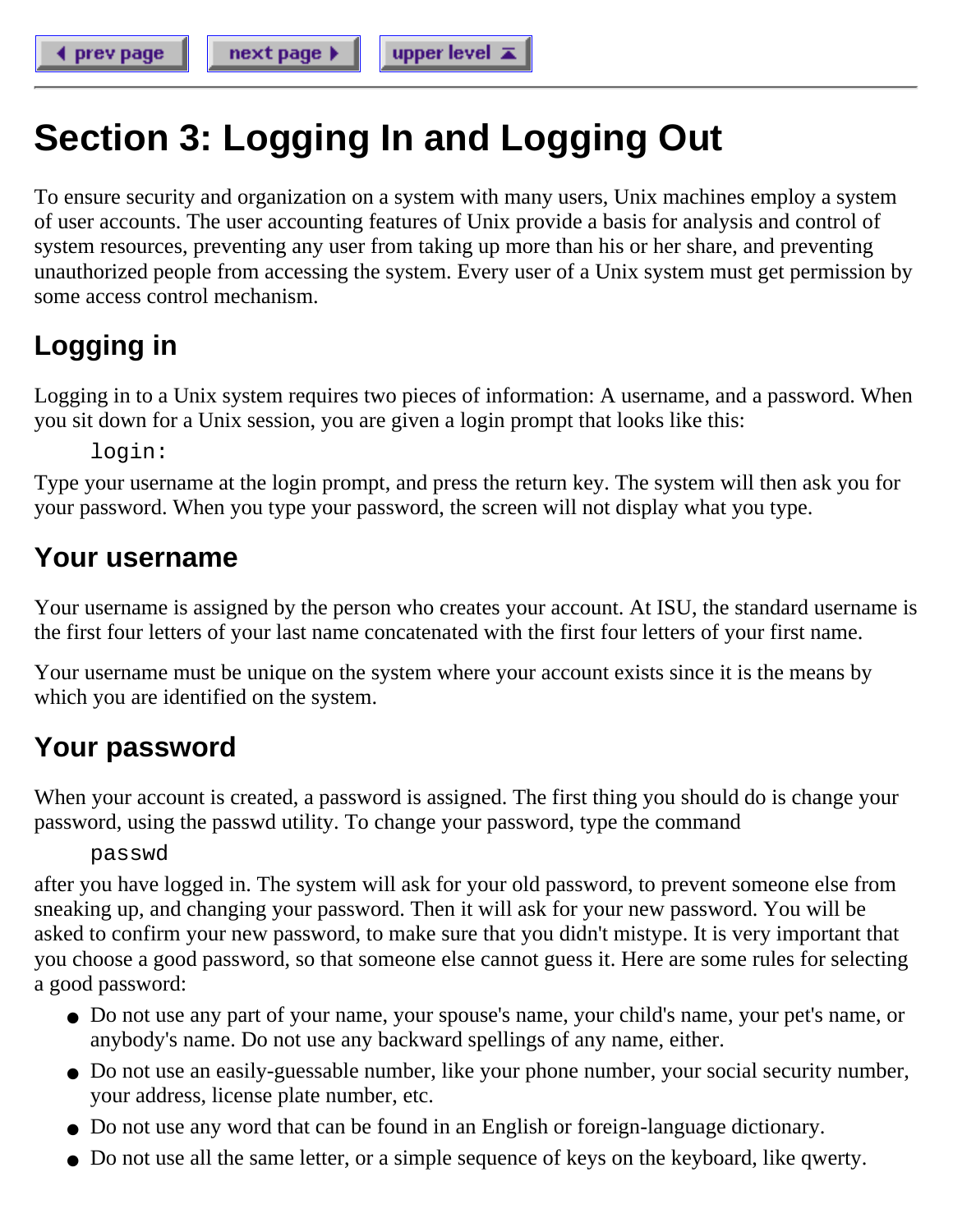# Section 3: Logging In and Logging Out

To ensure security and organization on a system with many users, Unix machines employ a system of user accounts. The user accounting features of Unix provide a basis for analysis and control of system resources, preventing any user from taking up more than his or her share, and preventing unauthorized people from accessing the system. Every user of a Unix system must get permission by some access control mechanism.

## Logging in

Logging in to a Unix system requires two pieces of information: A username, and a password. When you sit down for a Unix session, you are given a login prompt that looks like this:

```
login:
```

Type your username at the login prompt, and press the return key. The system will then ask you for your password. When you type your password, the screen will not display what you type.

## Your username

Your username is assigned by the person who creates your account. At ISU, the standard username is the first four letters of your last name concatenated with the first four letters of your first name.

Your username must be unique on the system where your account exists since it is the means by which you are identified on the system.

## Your password

When your account is created, a password is assigned. The first thing you should do is change your password, using the passwd utility. To change your password, type the command

```
passwd
```

after you have logged in. The system will ask for your old password, to prevent someone else from sneaking up, and changing your password. Then it will ask for your new password. You will be asked to confirm your new password, to make sure that you didn't mistype. It is very important that you choose a good password, so that someone else cannot guess it. Here are some rules for selecting a good password:

- Do not use any part of your name, your spouse's name, your child's name, your pet's name, or anybody's name. Do not use any backward spellings of any name, either.
- Do not use an easily-guessable number, like your phone number, your social security number, your address, license plate number, etc.
- Do not use any word that can be found in an English or foreign-language dictionary.
- Do not use all the same letter, or a simple sequence of keys on the keyboard, like qwerty.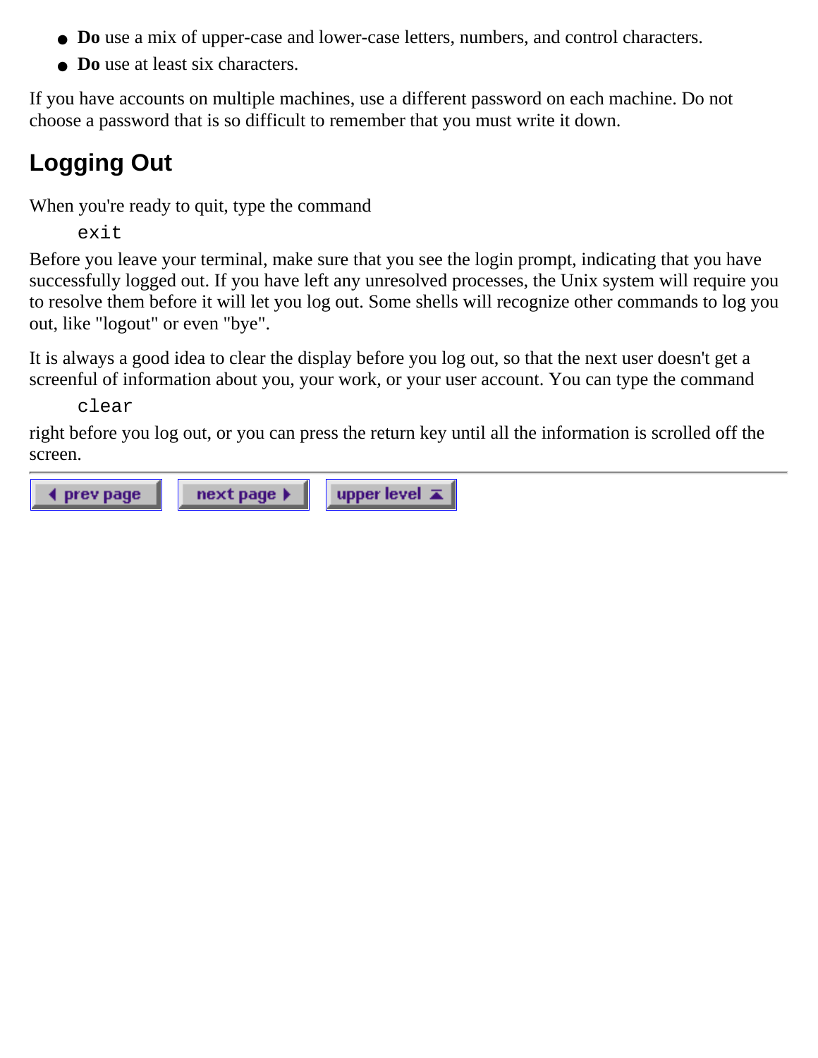- **Do** use a mix of upper-case and lower-case letters, numbers, and control characters.
- **Do** use at least six characters.

If you have accounts on multiple machines, use a different password on each machine. Do not choose a password that is so difficult to remember that you must write it down.

## Logging Out

When you're ready to quit, type the command

```
exit
```

Before you leave your terminal, make sure that you see the login prompt, indicating that you have successfully logged out. If you have left any unresolved processes, the Unix system will require you to resolve them before it will let you log out. Some shells will recognize other commands to log you out, like "logout" or even "bye".

It is always a good idea to clear the display before you log out, so that the next user doesn't get a screenful of information about you, your work, or your user account. You can type the command

```
clear
```

right before you log out, or you can press the return key until all the information is scrolled off the screen.

---

prev page | next page | upper level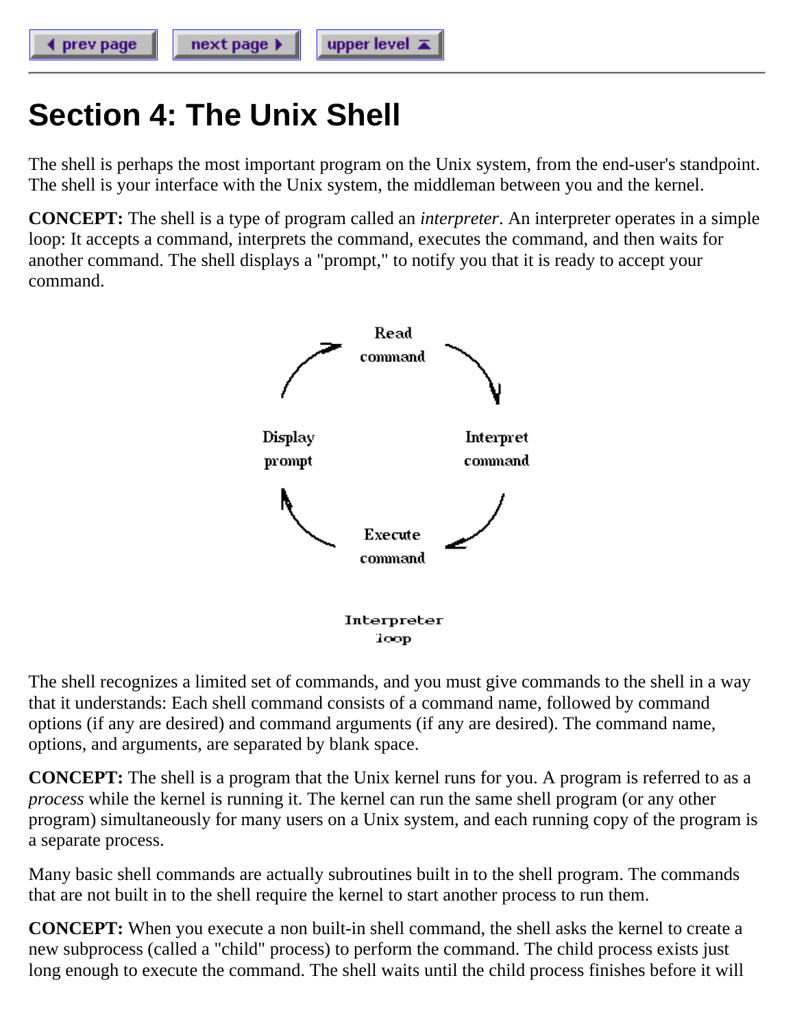# Section 4: The Unix Shell

The shell is perhaps the most important program on the Unix system, from the end-user's standpoint. The shell is your interface with the Unix system, the middleman between you and the kernel.

**CONCEPT:** The shell is a type of program called an *interpreter*. An interpreter operates in a simple loop: It accepts a command, interprets the command, executes the command, and then waits for another command. The shell displays a "prompt," to notify you that it is ready to accept your command.

Read command

Interpret command

Execute command

Display prompt

Interpreter loop

The shell recognizes a limited set of commands, and you must give commands to the shell in a way that it understands: Each shell command consists of a command name, followed by command options (if any are desired) and command arguments (if any are desired). The command name, options, and arguments, are separated by blank space.

**CONCEPT:** The shell is a program that the Unix kernel runs for you. A program is referred to as a *process* while the kernel is running it. The kernel can run the same shell program (or any other program) simultaneously for many users on a Unix system, and each running copy of the program is a separate process.

Many basic shell commands are actually subroutines built in to the shell program. The commands that are not built in to the shell require the kernel to start another process to run them.

**CONCEPT:** When you execute a non built-in shell command, the shell asks the kernel to create a new subprocess (called a "child" process) to perform the command. The child process exists just long enough to execute the command. The shell waits until the child process finishes before it will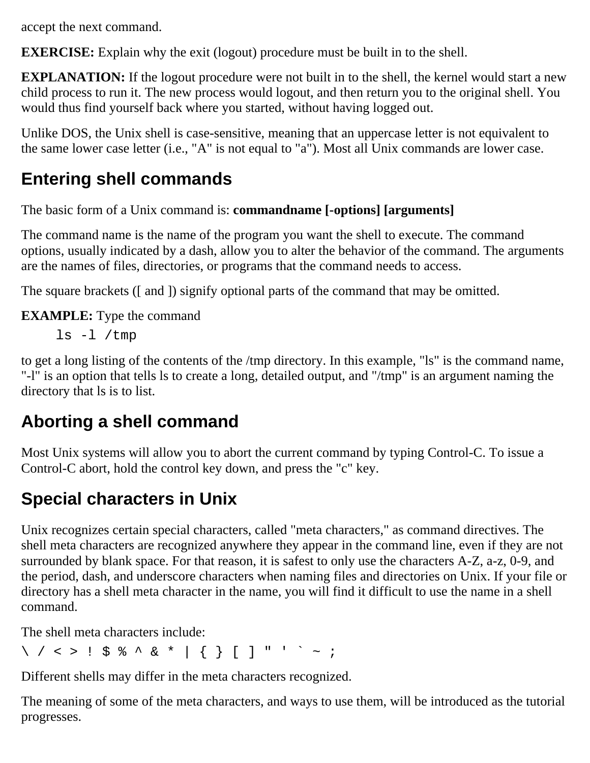accept the next command.

**EXERCISE:** Explain why the exit (logout) procedure must be built in to the shell.

**EXPLANATION:** If the logout procedure were not built in to the shell, the kernel would start a new child process to run it. The new process would logout, and then return you to the original shell. You would thus find yourself back where you started, without having logged out.

Unlike DOS, the Unix shell is case-sensitive, meaning that an uppercase letter is not equivalent to the same lower case letter (i.e., "A" is not equal to "a"). Most all Unix commands are lower case.

## Entering shell commands

The basic form of a Unix command is: **commandname [-options] [arguments]**

The command name is the name of the program you want the shell to execute. The command options, usually indicated by a dash, allow you to alter the behavior of the command. The arguments are the names of files, directories, or programs that the command needs to access.

The square brackets ([ and ]) signify optional parts of the command that may be omitted.

**EXAMPLE:** Type the command

```
ls -l /tmp
```

to get a long listing of the contents of the /tmp directory. In this example, "ls" is the command name, "-l" is an option that tells ls to create a long, detailed output, and "/tmp" is an argument naming the directory that ls is to list.

## Aborting a shell command

Most Unix systems will allow you to abort the current command by typing Control-C. To issue a Control-C abort, hold the control key down, and press the "c" key.

## Special characters in Unix

Unix recognizes certain special characters, called "meta characters," as command directives. The shell meta characters are recognized anywhere they appear in the command line, even if they are not surrounded by blank space. For that reason, it is safest to only use the characters A-Z, a-z, 0-9, and the period, dash, and underscore characters when naming files and directories on Unix. If your file or directory has a shell meta character in the name, you will find it difficult to use the name in a shell command.

The shell meta characters include:

```
\ / < > ! $ % ^ & * | { } [ ] " ' ` ~ ;
```

Different shells may differ in the meta characters recognized.

The meaning of some of the meta characters, and ways to use them, will be introduced as the tutorial progresses.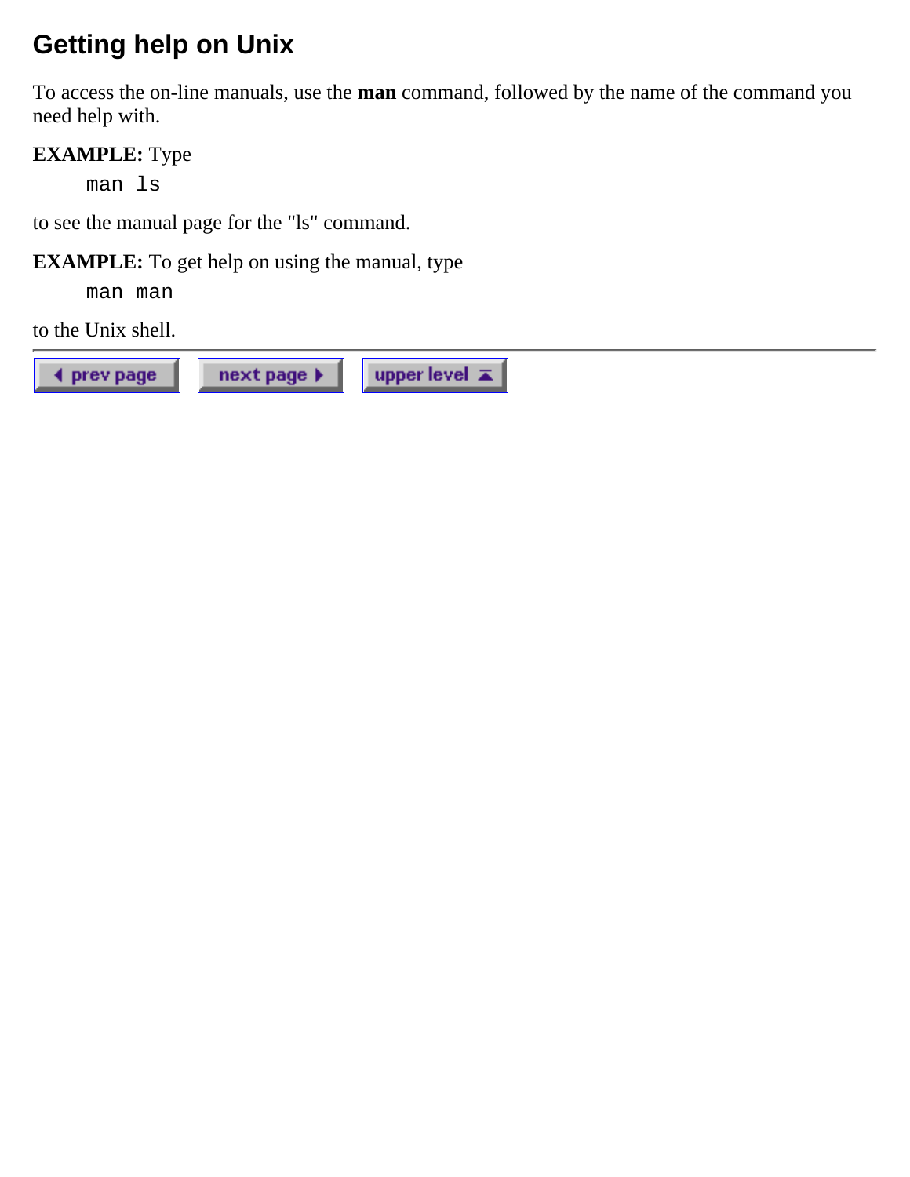## Getting help on Unix

To access the on-line manuals, use the **man** command, followed by the name of the command you need help with.

**EXAMPLE:** Type

```
man ls
```

to see the manual page for the "ls" command.

**EXAMPLE:** To get help on using the manual, type

```
man man
```

to the Unix shell.

---

prev page | next page | upper level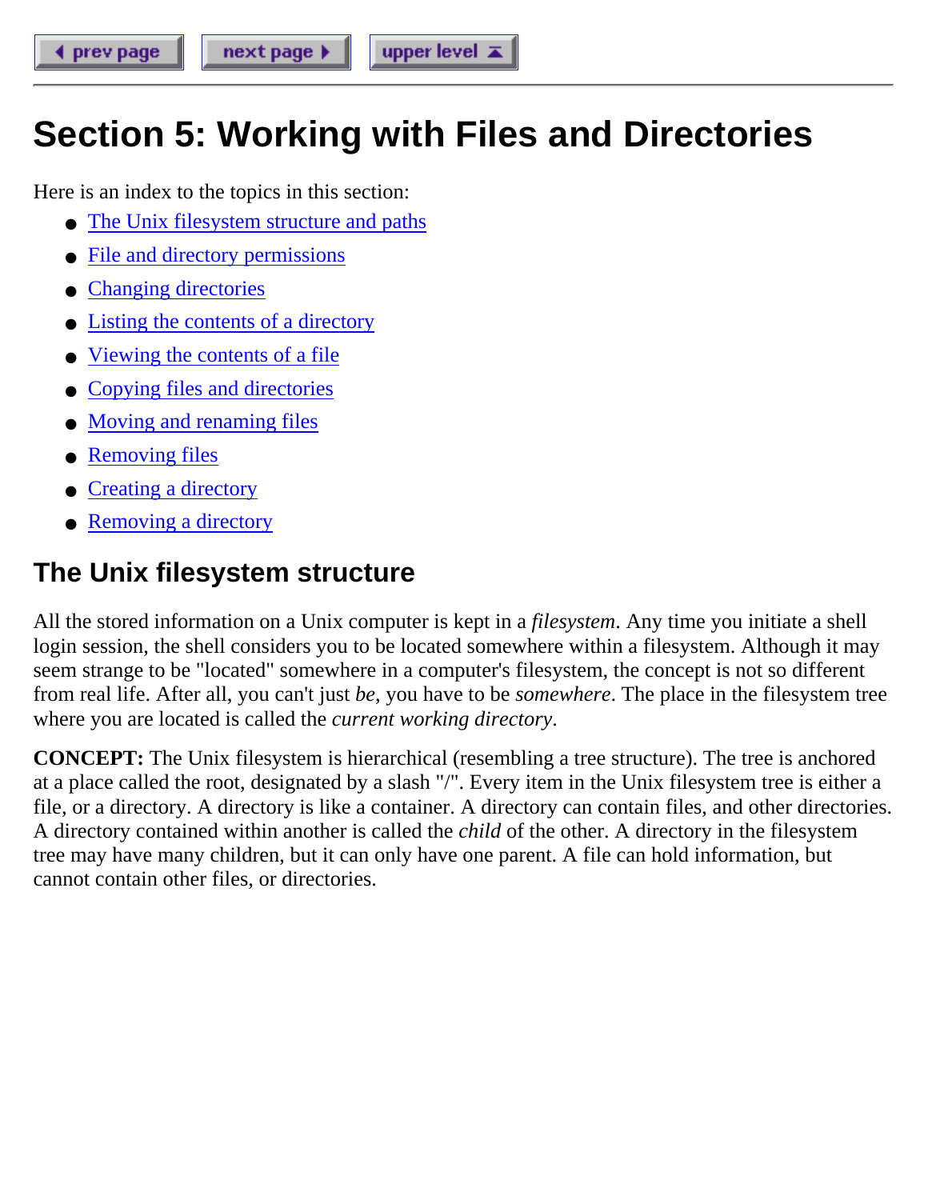# Section 5: Working with Files and Directories

Here is an index to the topics in this section:

- The Unix filesystem structure and paths
- File and directory permissions
- Changing directories
- Listing the contents of a directory
- Viewing the contents of a file
- Copying files and directories
- Moving and renaming files
- Removing files
- Creating a directory
- Removing a directory

## The Unix filesystem structure

All the stored information on a Unix computer is kept in a *filesystem*. Any time you initiate a shell login session, the shell considers you to be located somewhere within a filesystem. Although it may seem strange to be "located" somewhere in a computer's filesystem, the concept is not so different from real life. After all, you can't just *be*, you have to be *somewhere*. The place in the filesystem tree where you are located is called the *current working directory*.

**CONCEPT:** The Unix filesystem is hierarchical (resembling a tree structure). The tree is anchored at a place called the root, designated by a slash "/". Every item in the Unix filesystem tree is either a file, or a directory. A directory is like a container. A directory can contain files, and other directories. A directory contained within another is called the *child* of the other. A directory in the filesystem tree may have many children, but it can only have one parent. A file can hold information, but cannot contain other files, or directories.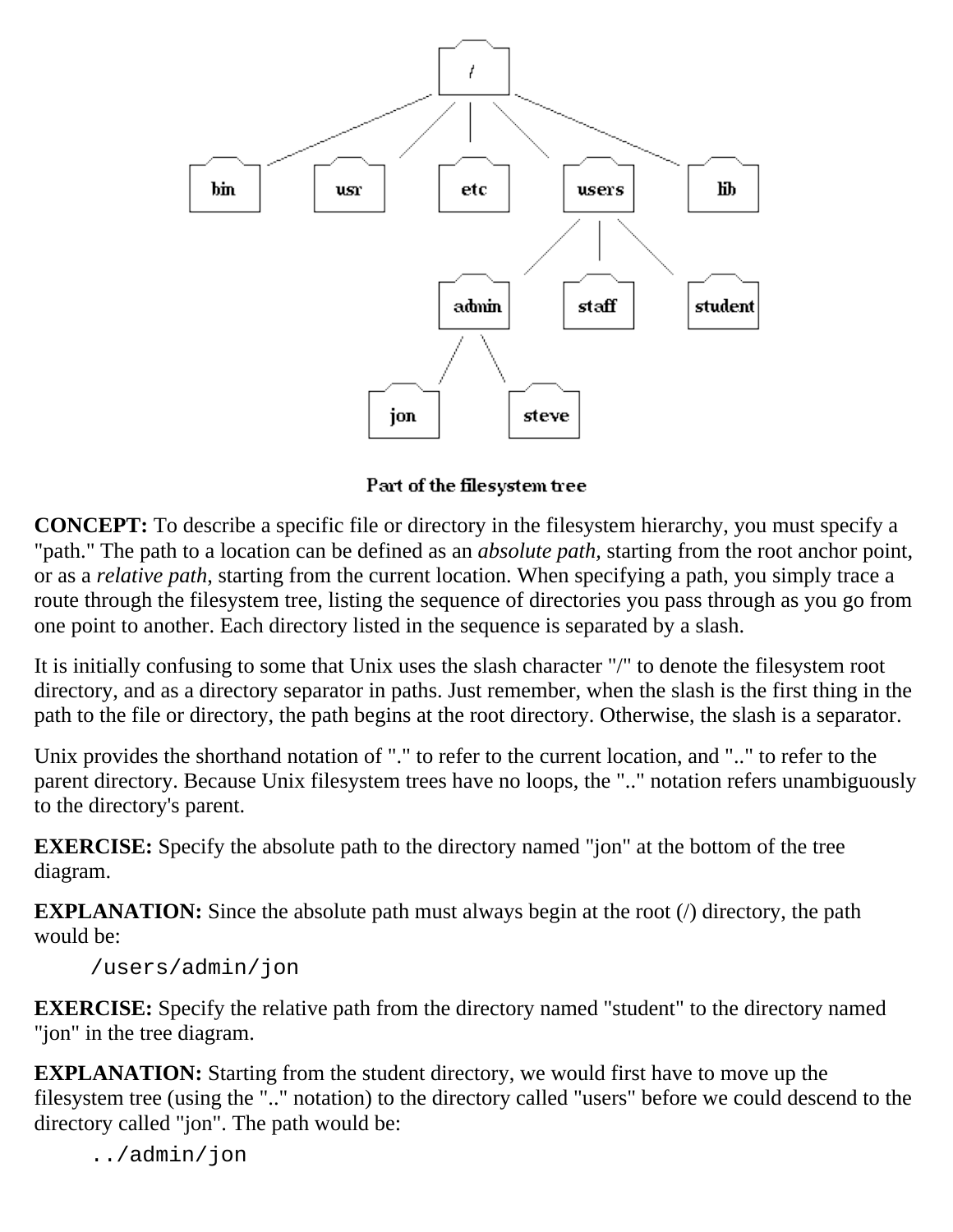Part of the filesystem tree

**CONCEPT:** To describe a specific file or directory in the filesystem hierarchy, you must specify a "path." The path to a location can be defined as an *absolute path*, starting from the root anchor point, or as a *relative path*, starting from the current location. When specifying a path, you simply trace a route through the filesystem tree, listing the sequence of directories you pass through as you go from one point to another. Each directory listed in the sequence is separated by a slash.

It is initially confusing to some that Unix uses the slash character "/" to denote the filesystem root directory, and as a directory separator in paths. Just remember, when the slash is the first thing in the path to the file or directory, the path begins at the root directory. Otherwise, the slash is a separator.

Unix provides the shorthand notation of "." to refer to the current location, and ".." to refer to the parent directory. Because Unix filesystem trees have no loops, the ".." notation refers unambiguously to the directory's parent.

**EXERCISE:** Specify the absolute path to the directory named "jon" at the bottom of the tree diagram.

**EXPLANATION:** Since the absolute path must always begin at the root (/) directory, the path would be:

```
/users/admin/jon
```

**EXERCISE:** Specify the relative path from the directory named "student" to the directory named "jon" in the tree diagram.

**EXPLANATION:** Starting from the student directory, we would first have to move up the filesystem tree (using the ".." notation) to the directory called "users" before we could descend to the directory called "jon". The path would be:

```
../admin/jon
```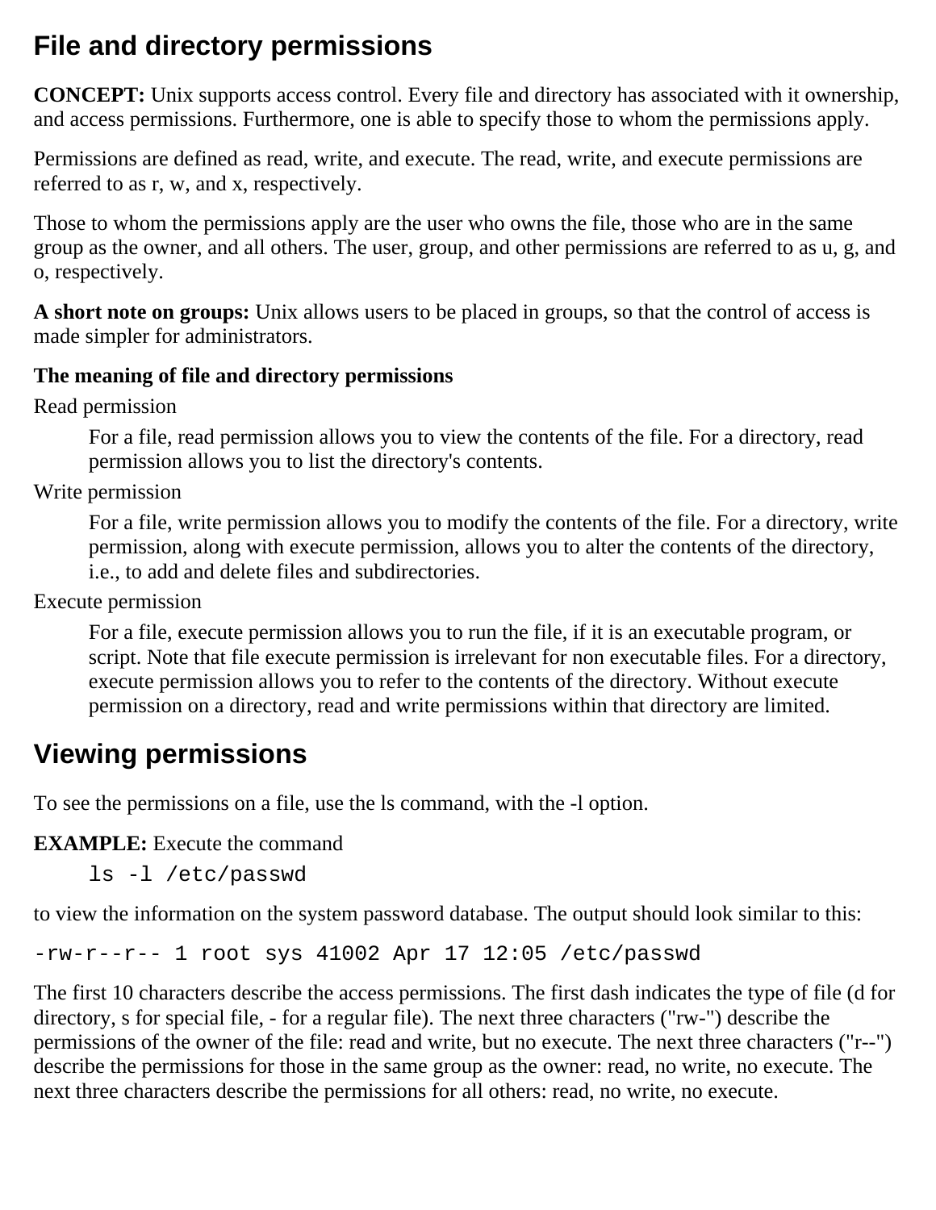## File and directory permissions

**CONCEPT:** Unix supports access control. Every file and directory has associated with it ownership, and access permissions. Furthermore, one is able to specify those to whom the permissions apply.

Permissions are defined as read, write, and execute. The read, write, and execute permissions are referred to as r, w, and x, respectively.

Those to whom the permissions apply are the user who owns the file, those who are in the same group as the owner, and all others. The user, group, and other permissions are referred to as u, g, and o, respectively.

**A short note on groups:** Unix allows users to be placed in groups, so that the control of access is made simpler for administrators.

**The meaning of file and directory permissions**

Read permission

> For a file, read permission allows you to view the contents of the file. For a directory, read permission allows you to list the directory's contents.

Write permission

> For a file, write permission allows you to modify the contents of the file. For a directory, write permission, along with execute permission, allows you to alter the contents of the directory, i.e., to add and delete files and subdirectories.

Execute permission

> For a file, execute permission allows you to run the file, if it is an executable program, or script. Note that file execute permission is irrelevant for non executable files. For a directory, execute permission allows you to refer to the contents of the directory. Without execute permission on a directory, read and write permissions within that directory are limited.

## Viewing permissions

To see the permissions on a file, use the ls command, with the -l option.

**EXAMPLE:** Execute the command

```
ls -l /etc/passwd
```

to view the information on the system password database. The output should look similar to this:

```
-rw-r--r-- 1 root sys 41002 Apr 17 12:05 /etc/passwd
```

The first 10 characters describe the access permissions. The first dash indicates the type of file (d for directory, s for special file, - for a regular file). The next three characters ("rw-") describe the permissions of the owner of the file: read and write, but no execute. The next three characters ("r--") describe the permissions for those in the same group as the owner: read, no write, no execute. The next three characters describe the permissions for all others: read, no write, no execute.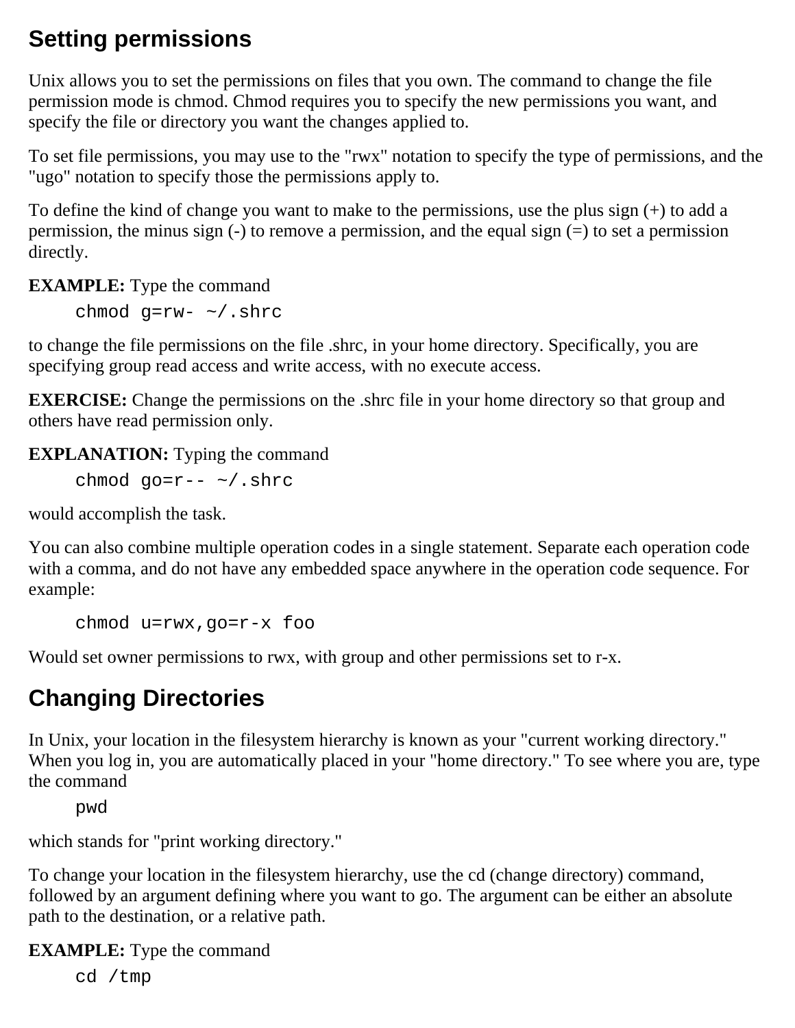## Setting permissions

Unix allows you to set the permissions on files that you own. The command to change the file permission mode is chmod. Chmod requires you to specify the new permissions you want, and specify the file or directory you want the changes applied to.

To set file permissions, you may use to the "rwx" notation to specify the type of permissions, and the "ugo" notation to specify those the permissions apply to.

To define the kind of change you want to make to the permissions, use the plus sign (+) to add a permission, the minus sign (-) to remove a permission, and the equal sign (=) to set a permission directly.

**EXAMPLE:** Type the command

```
chmod g=rw- ~/.shrc
```

to change the file permissions on the file .shrc, in your home directory. Specifically, you are specifying group read access and write access, with no execute access.

**EXERCISE:** Change the permissions on the .shrc file in your home directory so that group and others have read permission only.

**EXPLANATION:** Typing the command

```
chmod go=r-- ~/.shrc
```

would accomplish the task.

You can also combine multiple operation codes in a single statement. Separate each operation code with a comma, and do not have any embedded space anywhere in the operation code sequence. For example:

```
chmod u=rwx,go=r-x foo
```

Would set owner permissions to rwx, with group and other permissions set to r-x.

## Changing Directories

In Unix, your location in the filesystem hierarchy is known as your "current working directory." When you log in, you are automatically placed in your "home directory." To see where you are, type the command

```
pwd
```

which stands for "print working directory."

To change your location in the filesystem hierarchy, use the cd (change directory) command, followed by an argument defining where you want to go. The argument can be either an absolute path to the destination, or a relative path.

**EXAMPLE:** Type the command

```
cd /tmp
```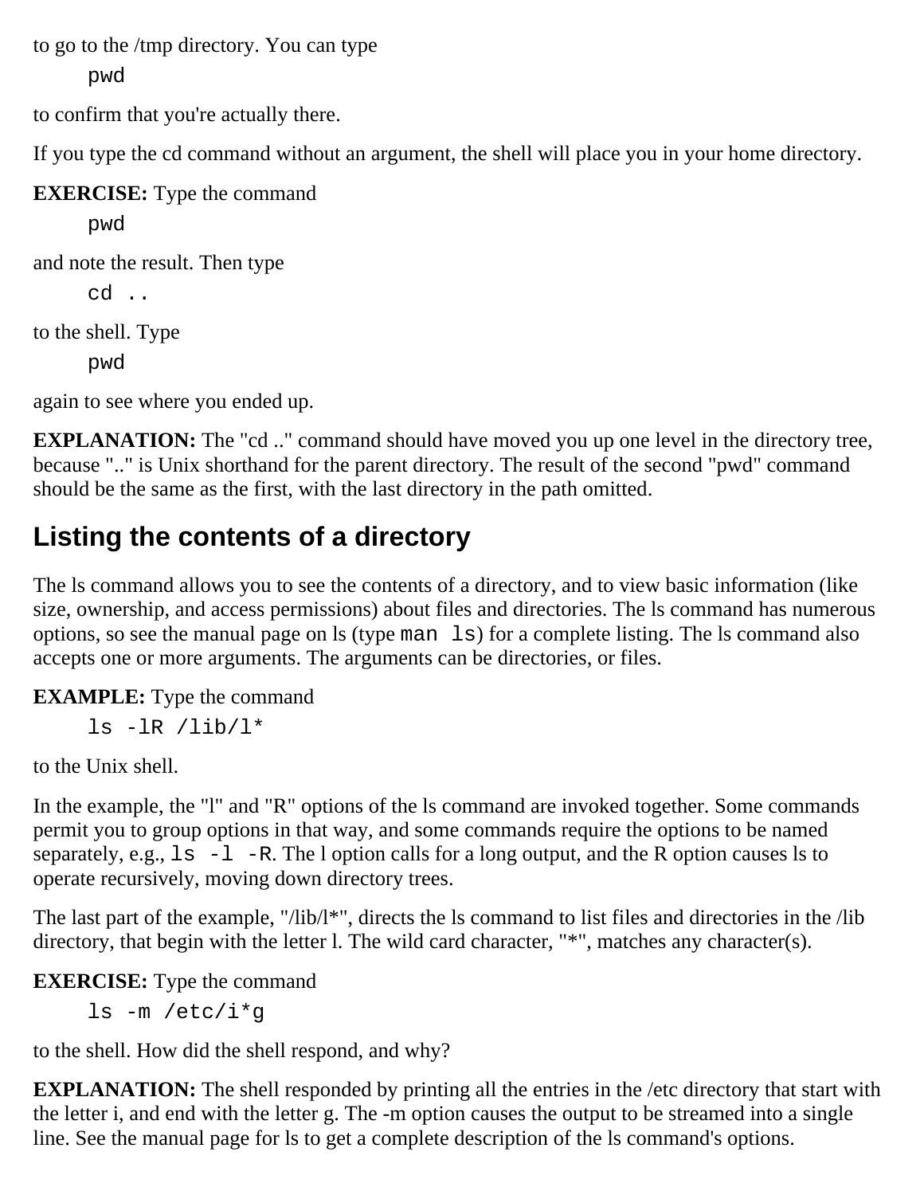to go to the /tmp directory. You can type

```
pwd
```

to confirm that you're actually there.

If you type the cd command without an argument, the shell will place you in your home directory.

**EXERCISE:** Type the command

```
pwd
```

and note the result. Then type

```
cd ..
```

to the shell. Type

```
pwd
```

again to see where you ended up.

**EXPLANATION:** The "cd .." command should have moved you up one level in the directory tree, because ".." is Unix shorthand for the parent directory. The result of the second "pwd" command should be the same as the first, with the last directory in the path omitted.

## Listing the contents of a directory

The ls command allows you to see the contents of a directory, and to view basic information (like size, ownership, and access permissions) about files and directories. The ls command has numerous options, so see the manual page on ls (type `man ls`) for a complete listing. The ls command also accepts one or more arguments. The arguments can be directories, or files.

**EXAMPLE:** Type the command

```
ls -lR /lib/l*
```

to the Unix shell.

In the example, the "l" and "R" options of the ls command are invoked together. Some commands permit you to group options in that way, and some commands require the options to be named separately, e.g., `ls -l -R`. The l option calls for a long output, and the R option causes ls to operate recursively, moving down directory trees.

The last part of the example, "/lib/l*", directs the ls command to list files and directories in the /lib directory, that begin with the letter l. The wild card character, "*", matches any character(s).

**EXERCISE:** Type the command

```
ls -m /etc/i*g
```

to the shell. How did the shell respond, and why?

**EXPLANATION:** The shell responded by printing all the entries in the /etc directory that start with the letter i, and end with the letter g. The -m option causes the output to be streamed into a single line. See the manual page for ls to get a complete description of the ls command's options.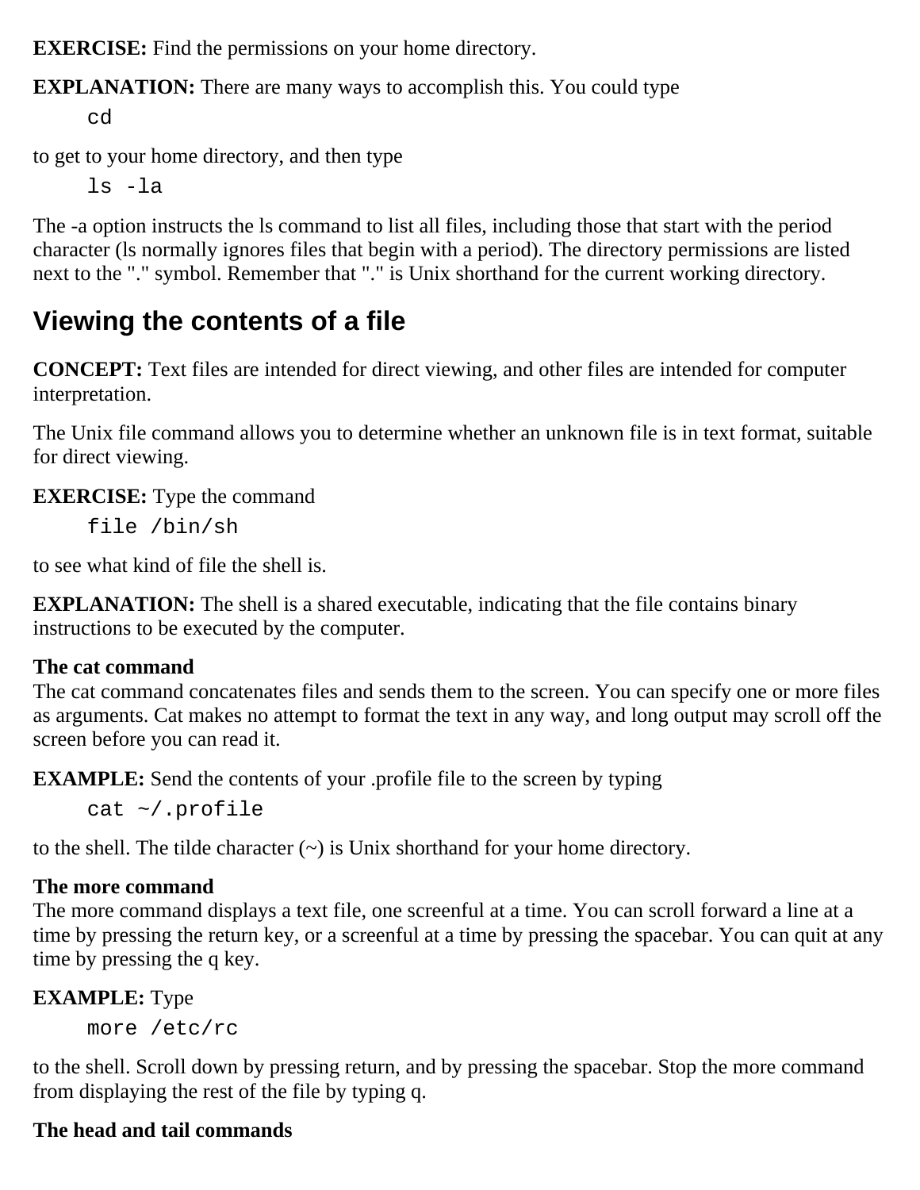**EXERCISE:** Find the permissions on your home directory.

**EXPLANATION:** There are many ways to accomplish this. You could type

```
cd
```

to get to your home directory, and then type

```
ls -la
```

The -a option instructs the ls command to list all files, including those that start with the period character (ls normally ignores files that begin with a period). The directory permissions are listed next to the "." symbol. Remember that "." is Unix shorthand for the current working directory.

## Viewing the contents of a file

**CONCEPT:** Text files are intended for direct viewing, and other files are intended for computer interpretation.

The Unix file command allows you to determine whether an unknown file is in text format, suitable for direct viewing.

**EXERCISE:** Type the command

```
file /bin/sh
```

to see what kind of file the shell is.

**EXPLANATION:** The shell is a shared executable, indicating that the file contains binary instructions to be executed by the computer.

**The cat command**
The cat command concatenates files and sends them to the screen. You can specify one or more files as arguments. Cat makes no attempt to format the text in any way, and long output may scroll off the screen before you can read it.

**EXAMPLE:** Send the contents of your .profile file to the screen by typing

```
cat ~/.profile
```

to the shell. The tilde character (~) is Unix shorthand for your home directory.

**The more command**
The more command displays a text file, one screenful at a time. You can scroll forward a line at a time by pressing the return key, or a screenful at a time by pressing the spacebar. You can quit at any time by pressing the q key.

**EXAMPLE:** Type

```
more /etc/rc
```

to the shell. Scroll down by pressing return, and by pressing the spacebar. Stop the more command from displaying the rest of the file by typing q.

**The head and tail commands**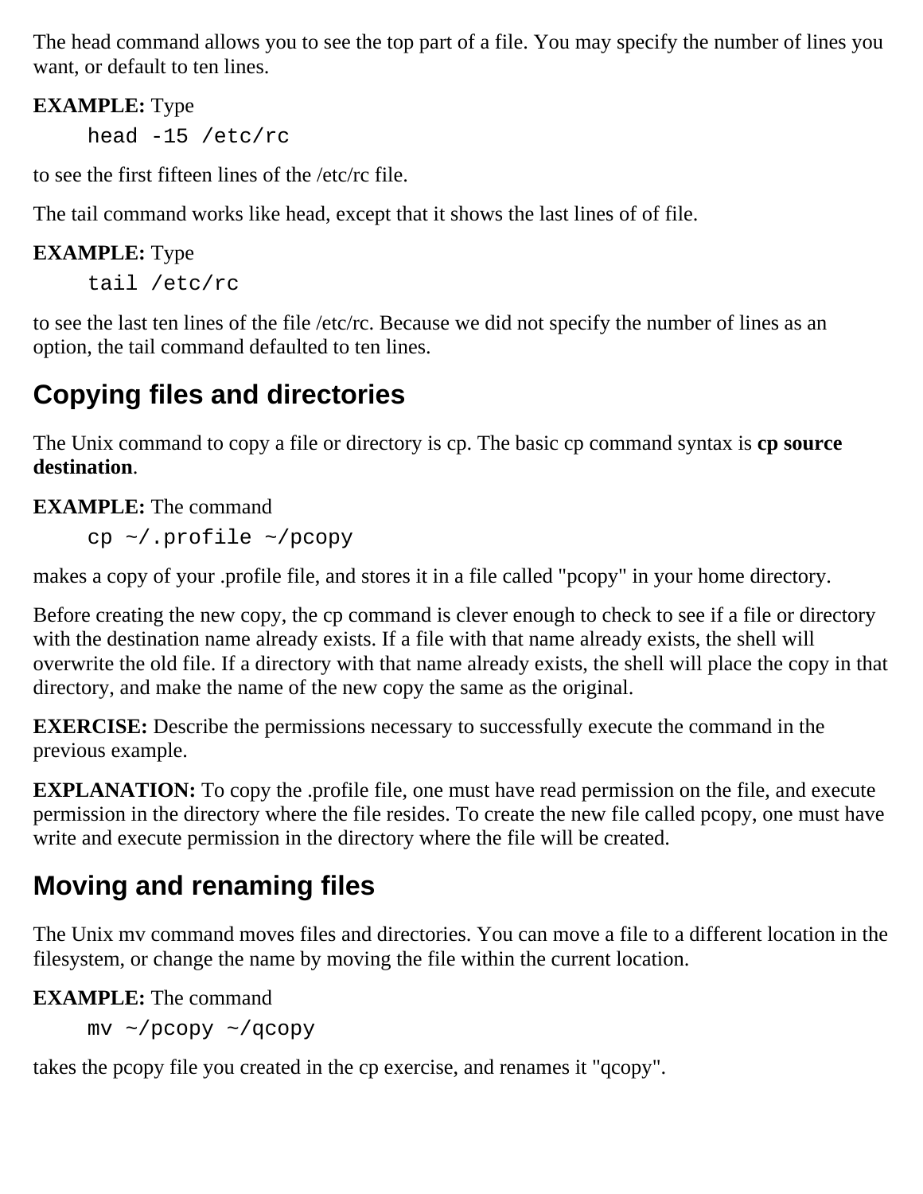The head command allows you to see the top part of a file. You may specify the number of lines you want, or default to ten lines.

**EXAMPLE:** Type

```
head -15 /etc/rc
```

to see the first fifteen lines of the /etc/rc file.

The tail command works like head, except that it shows the last lines of of file.

**EXAMPLE:** Type

```
tail /etc/rc
```

to see the last ten lines of the file /etc/rc. Because we did not specify the number of lines as an option, the tail command defaulted to ten lines.

## Copying files and directories

The Unix command to copy a file or directory is cp. The basic cp command syntax is **cp source destination**.

**EXAMPLE:** The command

```
cp ~/.profile ~/pcopy
```

makes a copy of your .profile file, and stores it in a file called "pcopy" in your home directory.

Before creating the new copy, the cp command is clever enough to check to see if a file or directory with the destination name already exists. If a file with that name already exists, the shell will overwrite the old file. If a directory with that name already exists, the shell will place the copy in that directory, and make the name of the new copy the same as the original.

**EXERCISE:** Describe the permissions necessary to successfully execute the command in the previous example.

**EXPLANATION:** To copy the .profile file, one must have read permission on the file, and execute permission in the directory where the file resides. To create the new file called pcopy, one must have write and execute permission in the directory where the file will be created.

## Moving and renaming files

The Unix mv command moves files and directories. You can move a file to a different location in the filesystem, or change the name by moving the file within the current location.

**EXAMPLE:** The command

```
mv ~/pcopy ~/qcopy
```

takes the pcopy file you created in the cp exercise, and renames it "qcopy".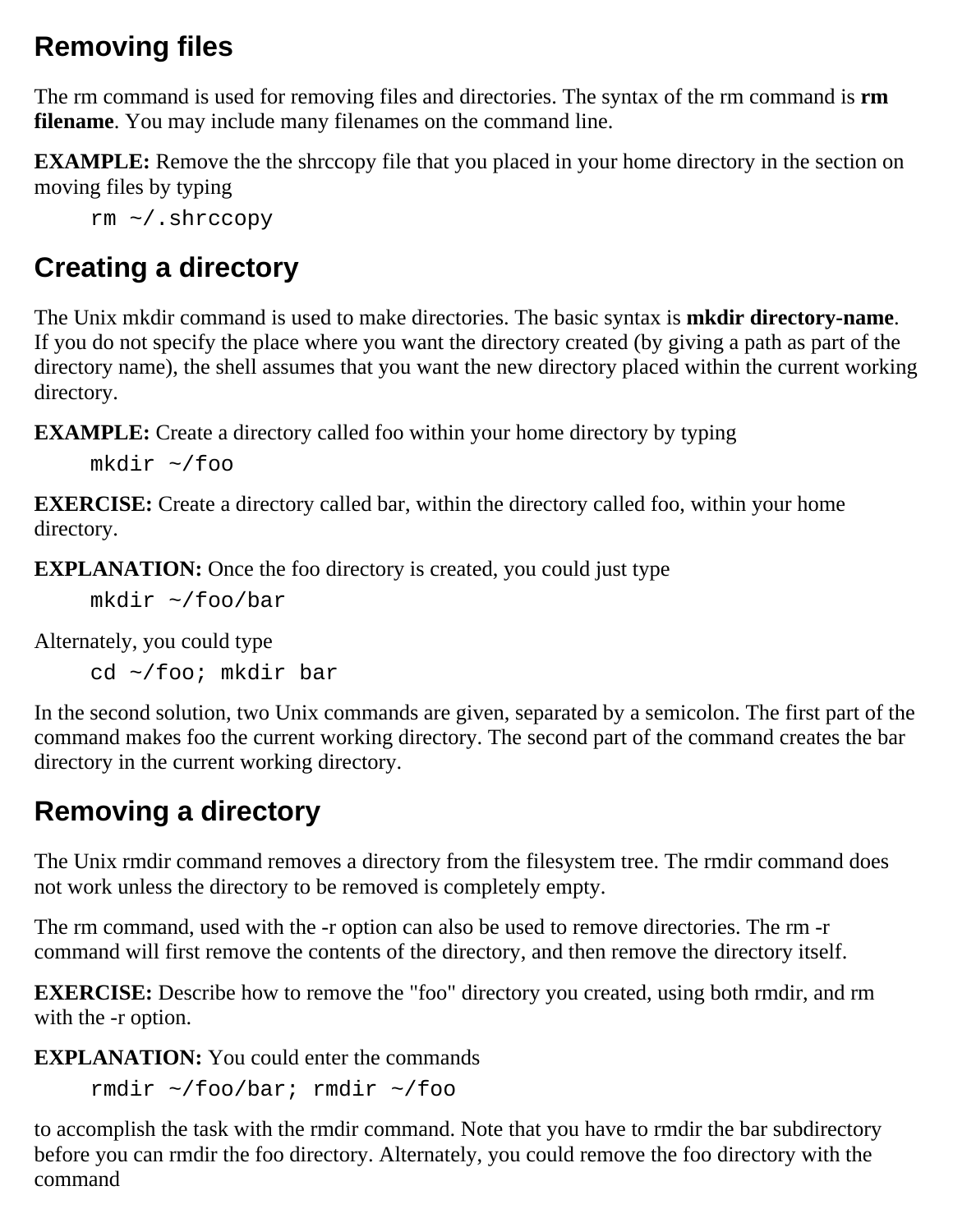## Removing files

The rm command is used for removing files and directories. The syntax of the rm command is **rm filename**. You may include many filenames on the command line.

**EXAMPLE:** Remove the the shrccopy file that you placed in your home directory in the section on moving files by typing

```
rm ~/.shrccopy
```

## Creating a directory

The Unix mkdir command is used to make directories. The basic syntax is **mkdir directory-name**. If you do not specify the place where you want the directory created (by giving a path as part of the directory name), the shell assumes that you want the new directory placed within the current working directory.

**EXAMPLE:** Create a directory called foo within your home directory by typing

```
mkdir ~/foo
```

**EXERCISE:** Create a directory called bar, within the directory called foo, within your home directory.

**EXPLANATION:** Once the foo directory is created, you could just type

```
mkdir ~/foo/bar
```

Alternately, you could type

```
cd ~/foo; mkdir bar
```

In the second solution, two Unix commands are given, separated by a semicolon. The first part of the command makes foo the current working directory. The second part of the command creates the bar directory in the current working directory.

## Removing a directory

The Unix rmdir command removes a directory from the filesystem tree. The rmdir command does not work unless the directory to be removed is completely empty.

The rm command, used with the -r option can also be used to remove directories. The rm -r command will first remove the contents of the directory, and then remove the directory itself.

**EXERCISE:** Describe how to remove the "foo" directory you created, using both rmdir, and rm with the -r option.

**EXPLANATION:** You could enter the commands

```
rmdir ~/foo/bar; rmdir ~/foo
```

to accomplish the task with the rmdir command. Note that you have to rmdir the bar subdirectory before you can rmdir the foo directory. Alternately, you could remove the foo directory with the command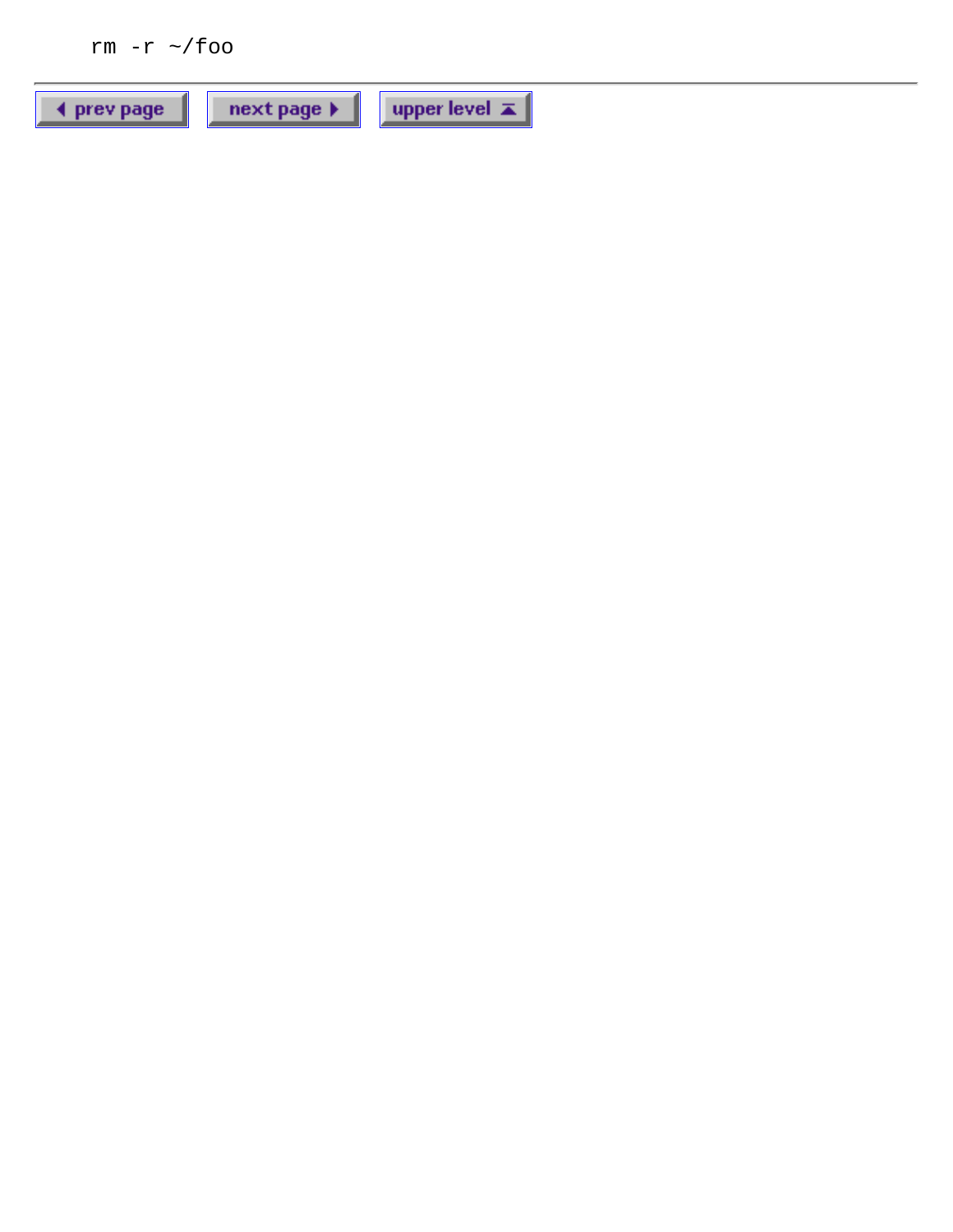```
rm -r ~/foo
```

---

◀ prev page | next page ▶ | upper level ▲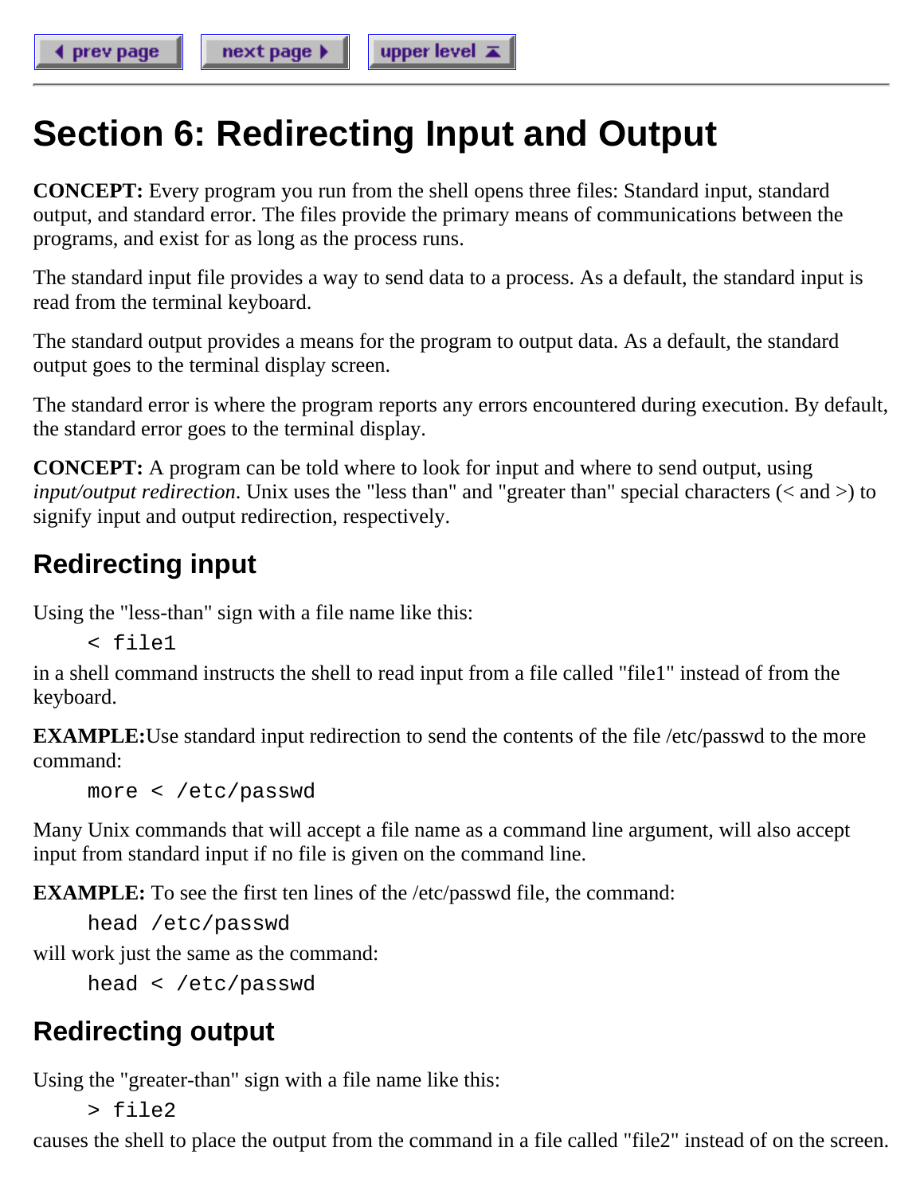# Section 6: Redirecting Input and Output

**CONCEPT:** Every program you run from the shell opens three files: Standard input, standard output, and standard error. The files provide the primary means of communications between the programs, and exist for as long as the process runs.

The standard input file provides a way to send data to a process. As a default, the standard input is read from the terminal keyboard.

The standard output provides a means for the program to output data. As a default, the standard output goes to the terminal display screen.

The standard error is where the program reports any errors encountered during execution. By default, the standard error goes to the terminal display.

**CONCEPT:** A program can be told where to look for input and where to send output, using *input/output redirection*. Unix uses the "less than" and "greater than" special characters (< and >) to signify input and output redirection, respectively.

## Redirecting input

Using the "less-than" sign with a file name like this:

```
< file1
```

in a shell command instructs the shell to read input from a file called "file1" instead of from the keyboard.

**EXAMPLE:**Use standard input redirection to send the contents of the file /etc/passwd to the more command:

```
more < /etc/passwd
```

Many Unix commands that will accept a file name as a command line argument, will also accept input from standard input if no file is given on the command line.

**EXAMPLE:** To see the first ten lines of the /etc/passwd file, the command:

```
head /etc/passwd
```

will work just the same as the command:

```
head < /etc/passwd
```

## Redirecting output

Using the "greater-than" sign with a file name like this:

```
> file2
```

causes the shell to place the output from the command in a file called "file2" instead of on the screen.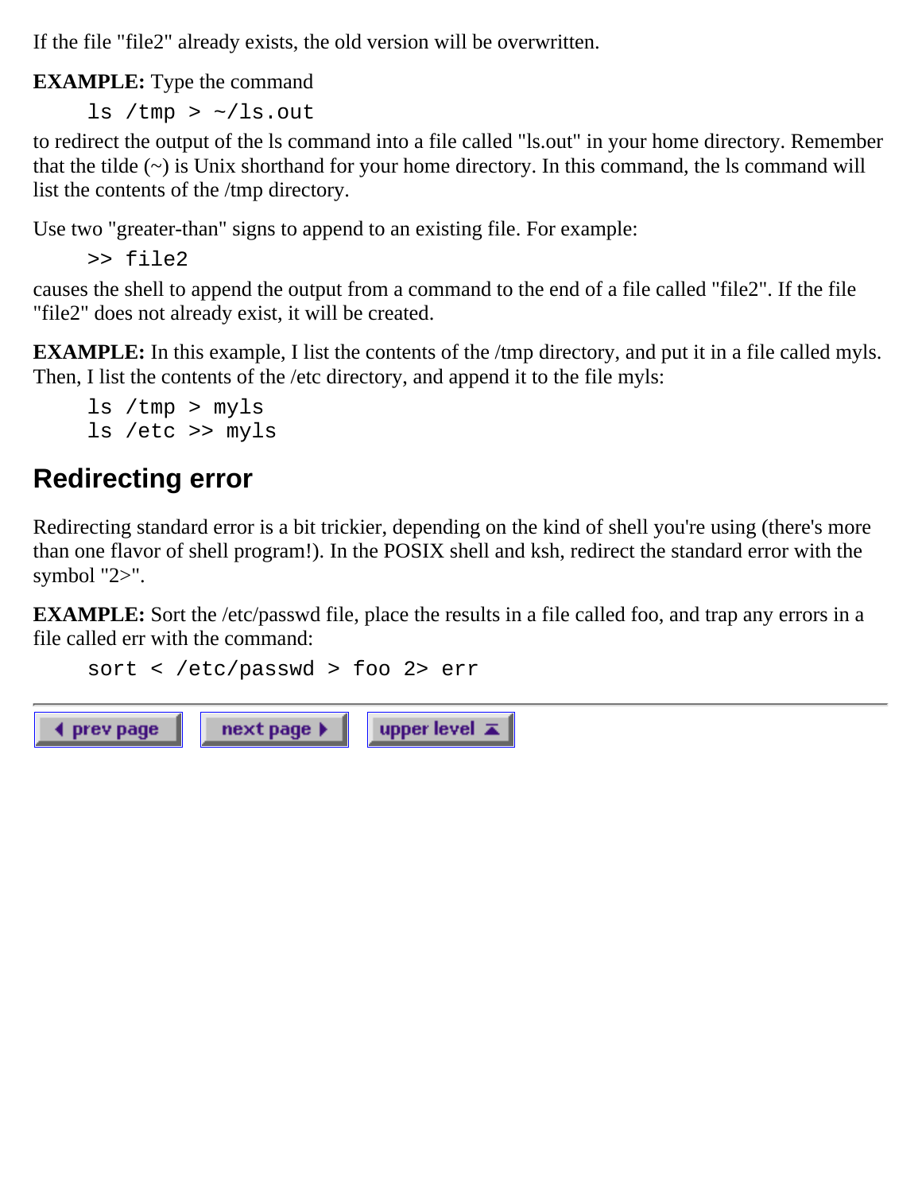If the file "file2" already exists, the old version will be overwritten.

**EXAMPLE:** Type the command

```
ls /tmp > ~/ls.out
```

to redirect the output of the ls command into a file called "ls.out" in your home directory. Remember that the tilde (~) is Unix shorthand for your home directory. In this command, the ls command will list the contents of the /tmp directory.

Use two "greater-than" signs to append to an existing file. For example:

```
>> file2
```

causes the shell to append the output from a command to the end of a file called "file2". If the file "file2" does not already exist, it will be created.

**EXAMPLE:** In this example, I list the contents of the /tmp directory, and put it in a file called myls. Then, I list the contents of the /etc directory, and append it to the file myls:

```
ls /tmp > myls
ls /etc >> myls
```

## Redirecting error

Redirecting standard error is a bit trickier, depending on the kind of shell you're using (there's more than one flavor of shell program!). In the POSIX shell and ksh, redirect the standard error with the symbol "2>".

**EXAMPLE:** Sort the /etc/passwd file, place the results in a file called foo, and trap any errors in a file called err with the command:

```
sort < /etc/passwd > foo 2> err
```

---

prev page | next page | upper level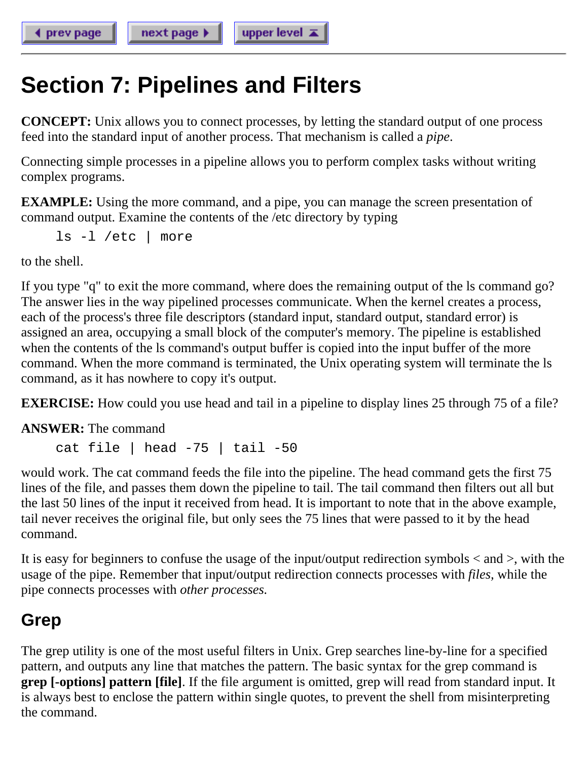# Section 7: Pipelines and Filters

**CONCEPT:** Unix allows you to connect processes, by letting the standard output of one process feed into the standard input of another process. That mechanism is called a *pipe*.

Connecting simple processes in a pipeline allows you to perform complex tasks without writing complex programs.

**EXAMPLE:** Using the more command, and a pipe, you can manage the screen presentation of command output. Examine the contents of the /etc directory by typing

```
ls -l /etc | more
```

to the shell.

If you type "q" to exit the more command, where does the remaining output of the ls command go? The answer lies in the way pipelined processes communicate. When the kernel creates a process, each of the process's three file descriptors (standard input, standard output, standard error) is assigned an area, occupying a small block of the computer's memory. The pipeline is established when the contents of the ls command's output buffer is copied into the input buffer of the more command. When the more command is terminated, the Unix operating system will terminate the ls command, as it has nowhere to copy it's output.

**EXERCISE:** How could you use head and tail in a pipeline to display lines 25 through 75 of a file?

**ANSWER:** The command

```
cat file | head -75 | tail -50
```

would work. The cat command feeds the file into the pipeline. The head command gets the first 75 lines of the file, and passes them down the pipeline to tail. The tail command then filters out all but the last 50 lines of the input it received from head. It is important to note that in the above example, tail never receives the original file, but only sees the 75 lines that were passed to it by the head command.

It is easy for beginners to confuse the usage of the input/output redirection symbols < and >, with the usage of the pipe. Remember that input/output redirection connects processes with *files,* while the pipe connects processes with *other processes.*

## Grep

The grep utility is one of the most useful filters in Unix. Grep searches line-by-line for a specified pattern, and outputs any line that matches the pattern. The basic syntax for the grep command is **grep [-options] pattern [file]**. If the file argument is omitted, grep will read from standard input. It is always best to enclose the pattern within single quotes, to prevent the shell from misinterpreting the command.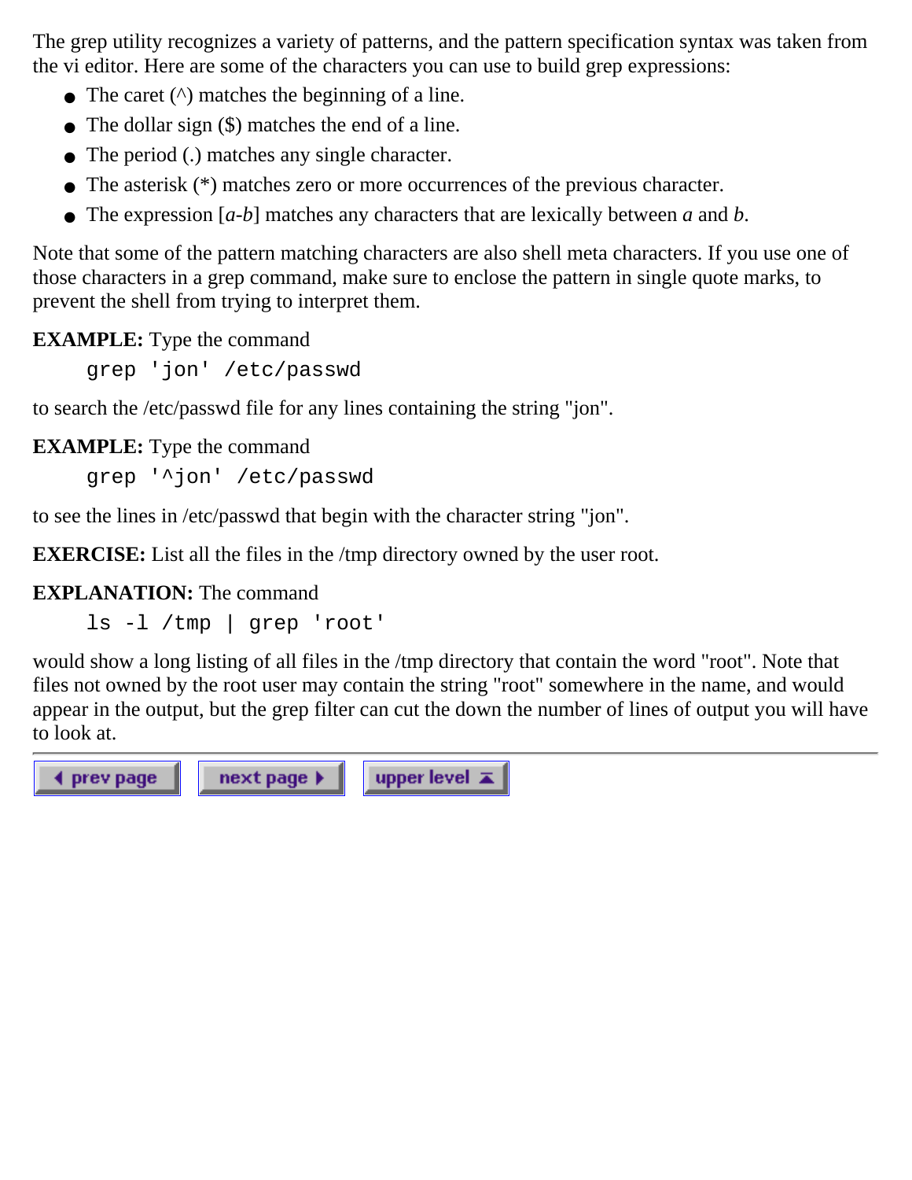The grep utility recognizes a variety of patterns, and the pattern specification syntax was taken from the vi editor. Here are some of the characters you can use to build grep expressions:

- The caret (^) matches the beginning of a line.
- The dollar sign ($) matches the end of a line.
- The period (.) matches any single character.
- The asterisk (*) matches zero or more occurrences of the previous character.
- The expression [*a*-*b*] matches any characters that are lexically between *a* and *b*.

Note that some of the pattern matching characters are also shell meta characters. If you use one of those characters in a grep command, make sure to enclose the pattern in single quote marks, to prevent the shell from trying to interpret them.

**EXAMPLE:** Type the command

```
grep 'jon' /etc/passwd
```

to search the /etc/passwd file for any lines containing the string "jon".

**EXAMPLE:** Type the command

```
grep '^jon' /etc/passwd
```

to see the lines in /etc/passwd that begin with the character string "jon".

**EXERCISE:** List all the files in the /tmp directory owned by the user root.

**EXPLANATION:** The command

```
ls -l /tmp | grep 'root'
```

would show a long listing of all files in the /tmp directory that contain the word "root". Note that files not owned by the root user may contain the string "root" somewhere in the name, and would appear in the output, but the grep filter can cut the down the number of lines of output you will have to look at.

---

prev page | next page | upper level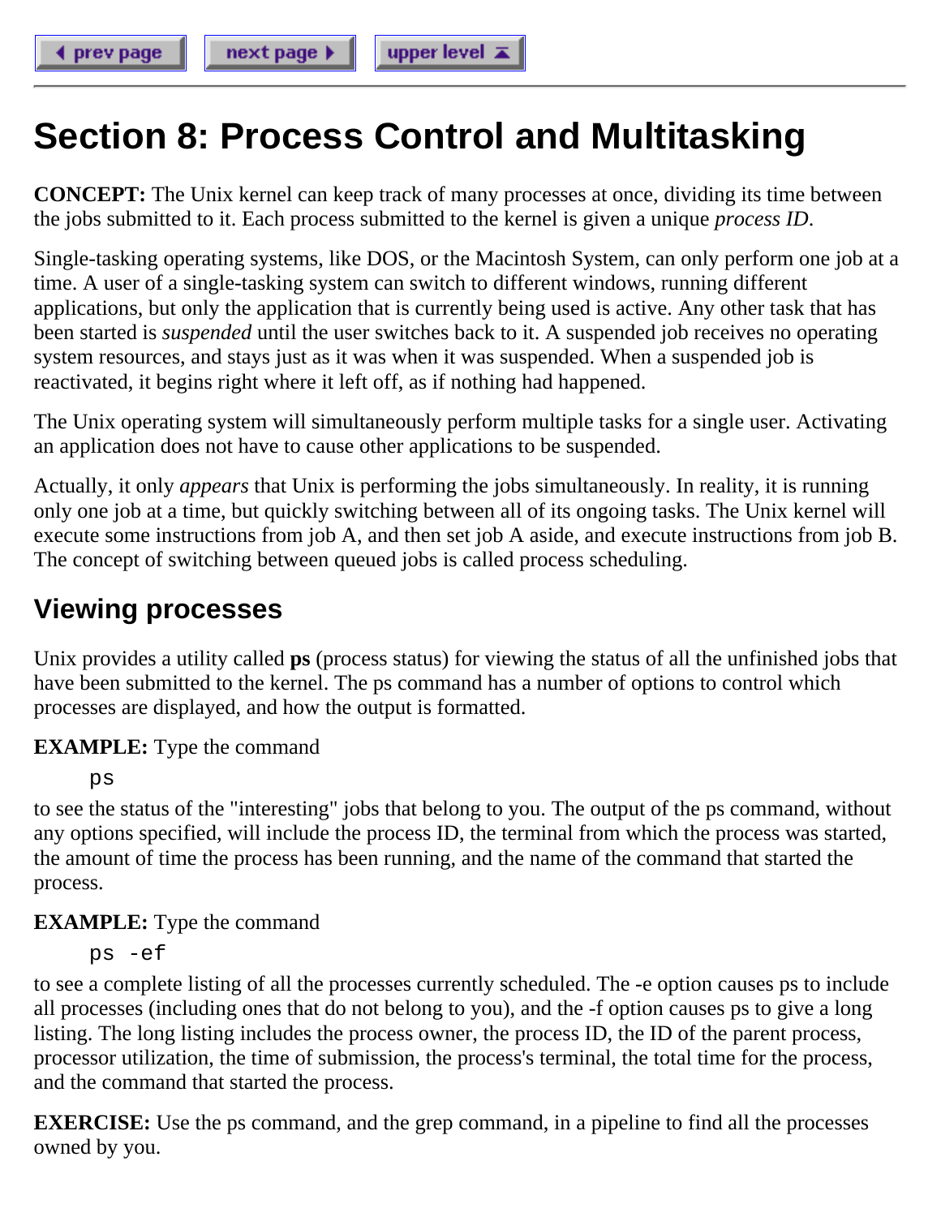# Section 8: Process Control and Multitasking

**CONCEPT:** The Unix kernel can keep track of many processes at once, dividing its time between the jobs submitted to it. Each process submitted to the kernel is given a unique *process ID*.

Single-tasking operating systems, like DOS, or the Macintosh System, can only perform one job at a time. A user of a single-tasking system can switch to different windows, running different applications, but only the application that is currently being used is active. Any other task that has been started is *suspended* until the user switches back to it. A suspended job receives no operating system resources, and stays just as it was when it was suspended. When a suspended job is reactivated, it begins right where it left off, as if nothing had happened.

The Unix operating system will simultaneously perform multiple tasks for a single user. Activating an application does not have to cause other applications to be suspended.

Actually, it only *appears* that Unix is performing the jobs simultaneously. In reality, it is running only one job at a time, but quickly switching between all of its ongoing tasks. The Unix kernel will execute some instructions from job A, and then set job A aside, and execute instructions from job B. The concept of switching between queued jobs is called process scheduling.

## Viewing processes

Unix provides a utility called **ps** (process status) for viewing the status of all the unfinished jobs that have been submitted to the kernel. The ps command has a number of options to control which processes are displayed, and how the output is formatted.

**EXAMPLE:** Type the command

```
ps
```

to see the status of the "interesting" jobs that belong to you. The output of the ps command, without any options specified, will include the process ID, the terminal from which the process was started, the amount of time the process has been running, and the name of the command that started the process.

**EXAMPLE:** Type the command

```
ps -ef
```

to see a complete listing of all the processes currently scheduled. The -e option causes ps to include all processes (including ones that do not belong to you), and the -f option causes ps to give a long listing. The long listing includes the process owner, the process ID, the ID of the parent process, processor utilization, the time of submission, the process's terminal, the total time for the process, and the command that started the process.

**EXERCISE:** Use the ps command, and the grep command, in a pipeline to find all the processes owned by you.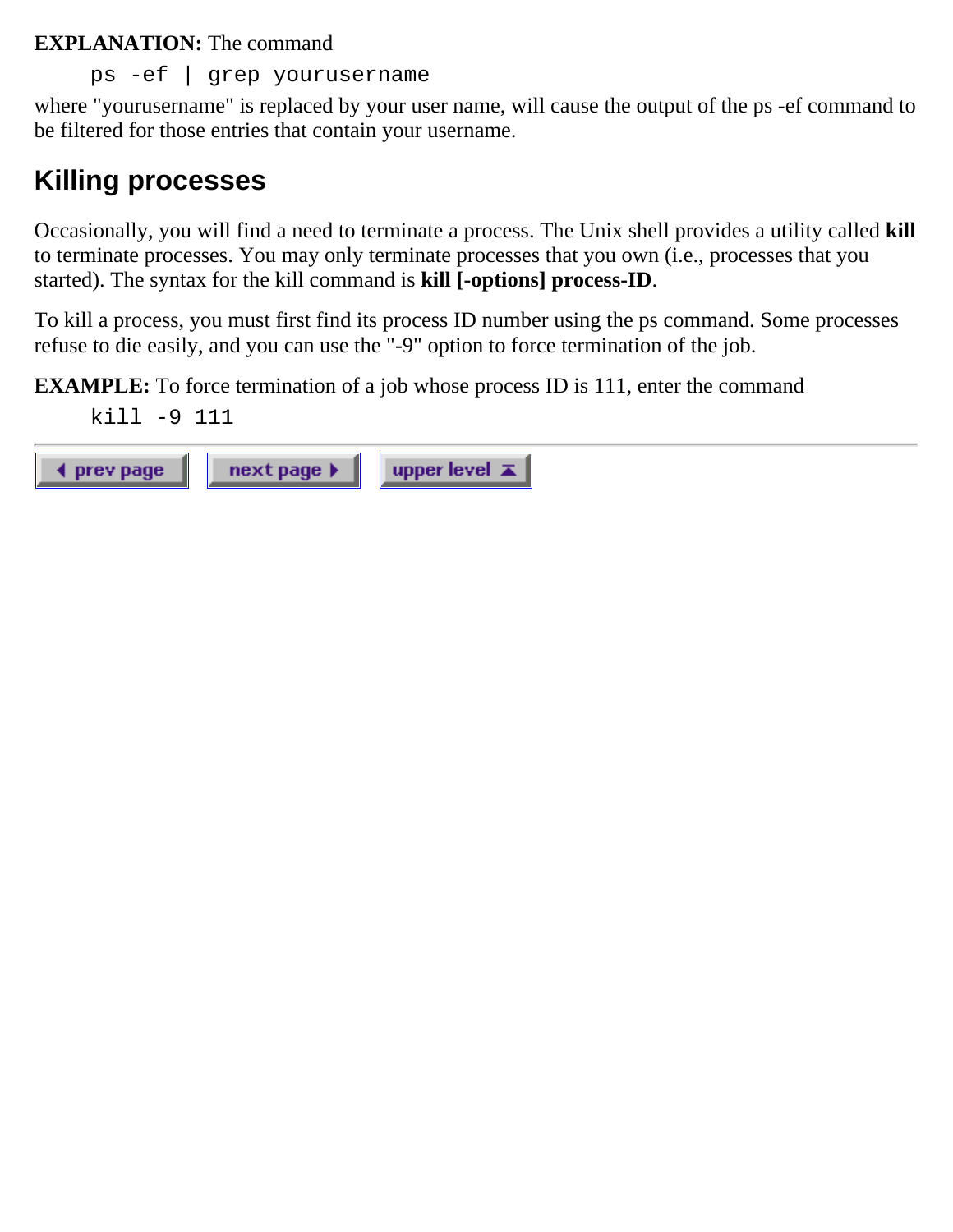**EXPLANATION:** The command

```
ps -ef | grep yourusername
```

where "yourusername" is replaced by your user name, will cause the output of the ps -ef command to be filtered for those entries that contain your username.

## Killing processes

Occasionally, you will find a need to terminate a process. The Unix shell provides a utility called **kill** to terminate processes. You may only terminate processes that you own (i.e., processes that you started). The syntax for the kill command is **kill [-options] process-ID**.

To kill a process, you must first find its process ID number using the ps command. Some processes refuse to die easily, and you can use the "-9" option to force termination of the job.

**EXAMPLE:** To force termination of a job whose process ID is 111, enter the command

```
kill -9 111
```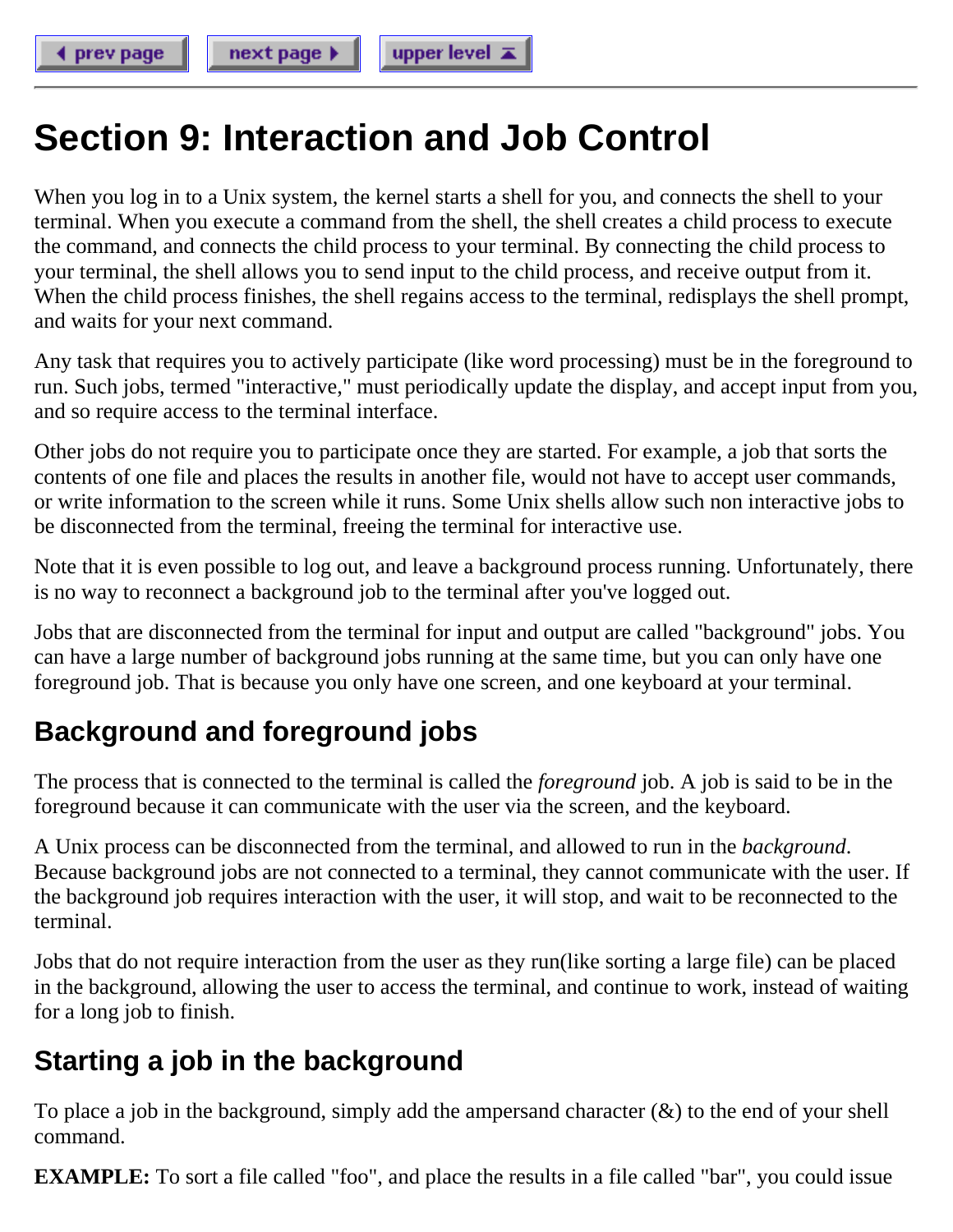# Section 9: Interaction and Job Control

When you log in to a Unix system, the kernel starts a shell for you, and connects the shell to your terminal. When you execute a command from the shell, the shell creates a child process to execute the command, and connects the child process to your terminal. By connecting the child process to your terminal, the shell allows you to send input to the child process, and receive output from it. When the child process finishes, the shell regains access to the terminal, redisplays the shell prompt, and waits for your next command.

Any task that requires you to actively participate (like word processing) must be in the foreground to run. Such jobs, termed "interactive," must periodically update the display, and accept input from you, and so require access to the terminal interface.

Other jobs do not require you to participate once they are started. For example, a job that sorts the contents of one file and places the results in another file, would not have to accept user commands, or write information to the screen while it runs. Some Unix shells allow such non interactive jobs to be disconnected from the terminal, freeing the terminal for interactive use.

Note that it is even possible to log out, and leave a background process running. Unfortunately, there is no way to reconnect a background job to the terminal after you've logged out.

Jobs that are disconnected from the terminal for input and output are called "background" jobs. You can have a large number of background jobs running at the same time, but you can only have one foreground job. That is because you only have one screen, and one keyboard at your terminal.

## Background and foreground jobs

The process that is connected to the terminal is called the *foreground* job. A job is said to be in the foreground because it can communicate with the user via the screen, and the keyboard.

A Unix process can be disconnected from the terminal, and allowed to run in the *background*. Because background jobs are not connected to a terminal, they cannot communicate with the user. If the background job requires interaction with the user, it will stop, and wait to be reconnected to the terminal.

Jobs that do not require interaction from the user as they run(like sorting a large file) can be placed in the background, allowing the user to access the terminal, and continue to work, instead of waiting for a long job to finish.

## Starting a job in the background

To place a job in the background, simply add the ampersand character (&) to the end of your shell command.

**EXAMPLE:** To sort a file called "foo", and place the results in a file called "bar", you could issue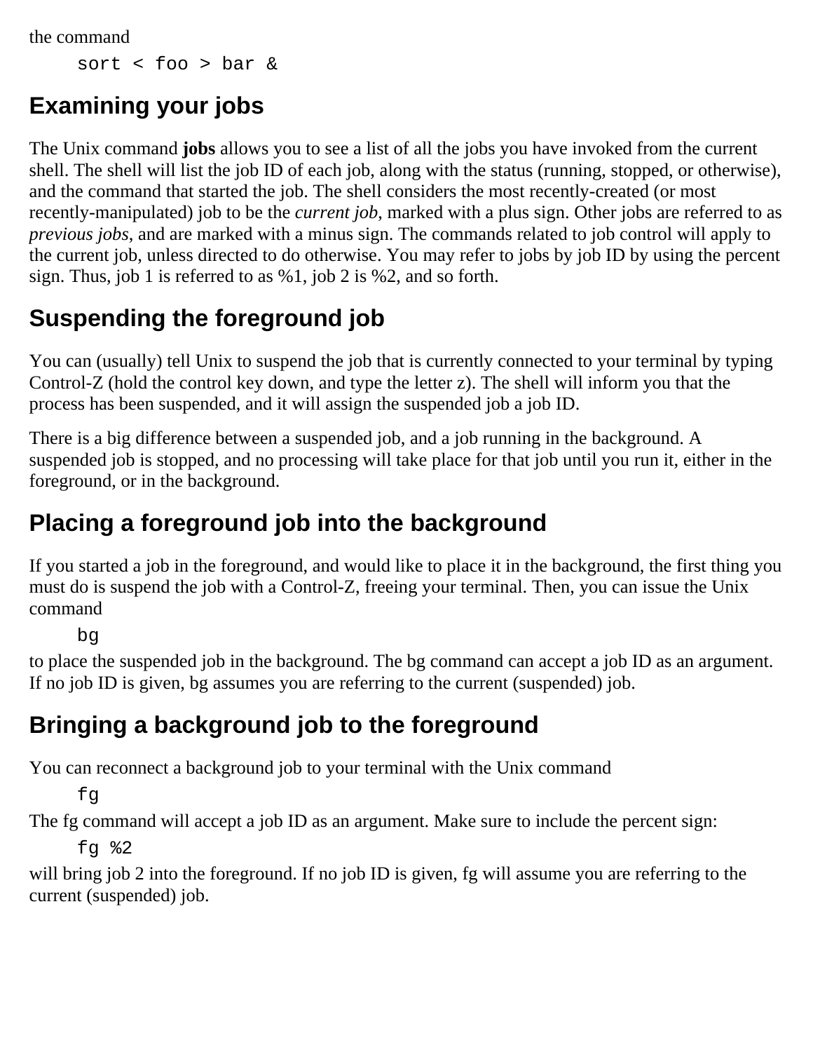the command

```
sort < foo > bar &
```

## Examining your jobs

The Unix command **jobs** allows you to see a list of all the jobs you have invoked from the current shell. The shell will list the job ID of each job, along with the status (running, stopped, or otherwise), and the command that started the job. The shell considers the most recently-created (or most recently-manipulated) job to be the *current job*, marked with a plus sign. Other jobs are referred to as *previous jobs*, and are marked with a minus sign. The commands related to job control will apply to the current job, unless directed to do otherwise. You may refer to jobs by job ID by using the percent sign. Thus, job 1 is referred to as %1, job 2 is %2, and so forth.

## Suspending the foreground job

You can (usually) tell Unix to suspend the job that is currently connected to your terminal by typing Control-Z (hold the control key down, and type the letter z). The shell will inform you that the process has been suspended, and it will assign the suspended job a job ID.

There is a big difference between a suspended job, and a job running in the background. A suspended job is stopped, and no processing will take place for that job until you run it, either in the foreground, or in the background.

## Placing a foreground job into the background

If you started a job in the foreground, and would like to place it in the background, the first thing you must do is suspend the job with a Control-Z, freeing your terminal. Then, you can issue the Unix command

```
bg
```

to place the suspended job in the background. The bg command can accept a job ID as an argument. If no job ID is given, bg assumes you are referring to the current (suspended) job.

## Bringing a background job to the foreground

You can reconnect a background job to your terminal with the Unix command

```
fg
```

The fg command will accept a job ID as an argument. Make sure to include the percent sign:

```
fg %2
```

will bring job 2 into the foreground. If no job ID is given, fg will assume you are referring to the current (suspended) job.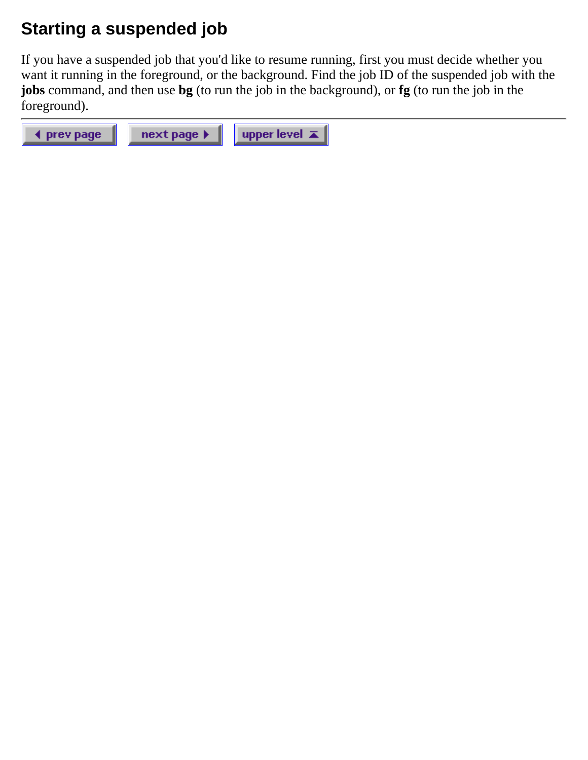## Starting a suspended job

If you have a suspended job that you'd like to resume running, first you must decide whether you want it running in the foreground, or the background. Find the job ID of the suspended job with the **jobs** command, and then use **bg** (to run the job in the background), or **fg** (to run the job in the foreground).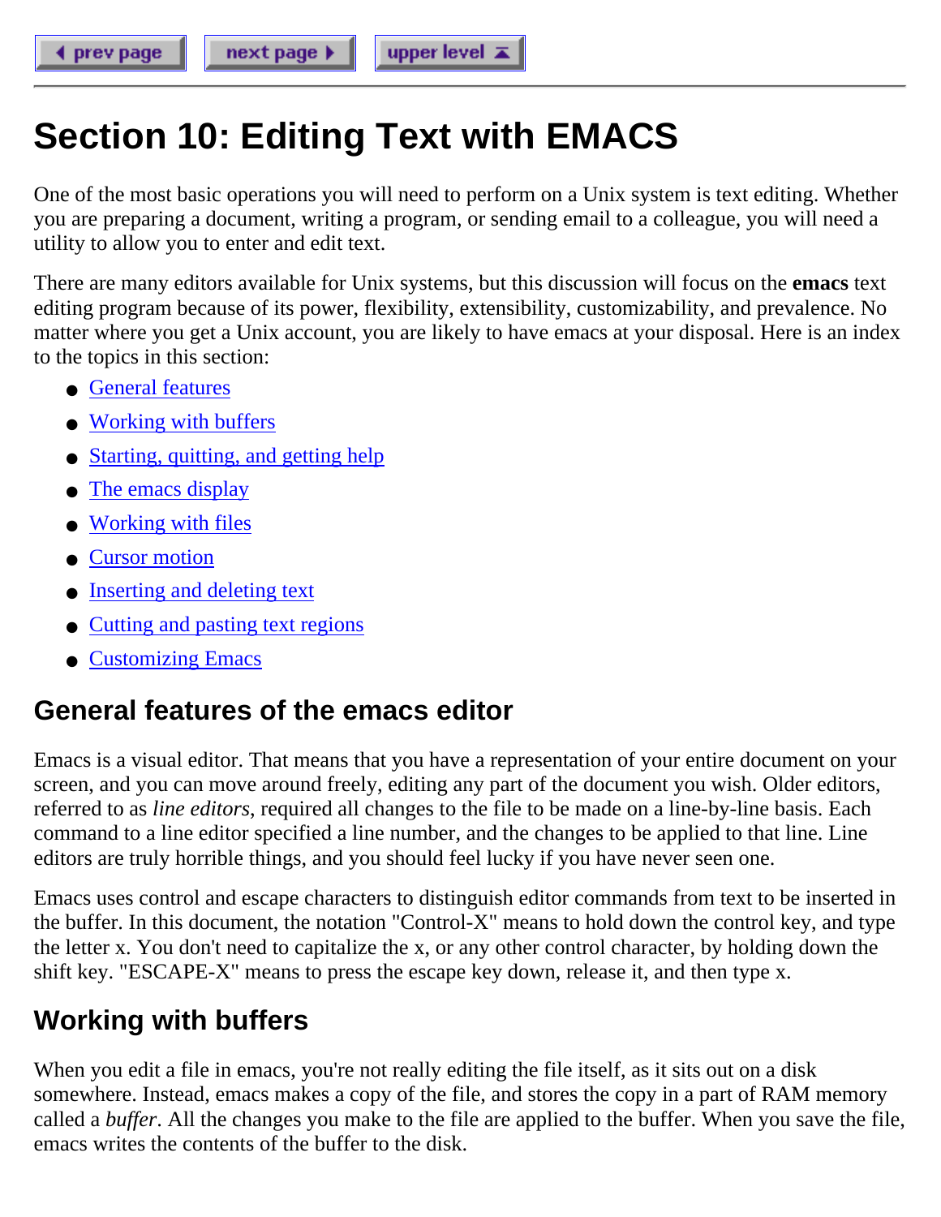# Section 10: Editing Text with EMACS

One of the most basic operations you will need to perform on a Unix system is text editing. Whether you are preparing a document, writing a program, or sending email to a colleague, you will need a utility to allow you to enter and edit text.

There are many editors available for Unix systems, but this discussion will focus on the **emacs** text editing program because of its power, flexibility, extensibility, customizability, and prevalence. No matter where you get a Unix account, you are likely to have emacs at your disposal. Here is an index to the topics in this section:

- General features
- Working with buffers
- Starting, quitting, and getting help
- The emacs display
- Working with files
- Cursor motion
- Inserting and deleting text
- Cutting and pasting text regions
- Customizing Emacs

## General features of the emacs editor

Emacs is a visual editor. That means that you have a representation of your entire document on your screen, and you can move around freely, editing any part of the document you wish. Older editors, referred to as *line editors*, required all changes to the file to be made on a line-by-line basis. Each command to a line editor specified a line number, and the changes to be applied to that line. Line editors are truly horrible things, and you should feel lucky if you have never seen one.

Emacs uses control and escape characters to distinguish editor commands from text to be inserted in the buffer. In this document, the notation "Control-X" means to hold down the control key, and type the letter x. You don't need to capitalize the x, or any other control character, by holding down the shift key. "ESCAPE-X" means to press the escape key down, release it, and then type x.

## Working with buffers

When you edit a file in emacs, you're not really editing the file itself, as it sits out on a disk somewhere. Instead, emacs makes a copy of the file, and stores the copy in a part of RAM memory called a *buffer*. All the changes you make to the file are applied to the buffer. When you save the file, emacs writes the contents of the buffer to the disk.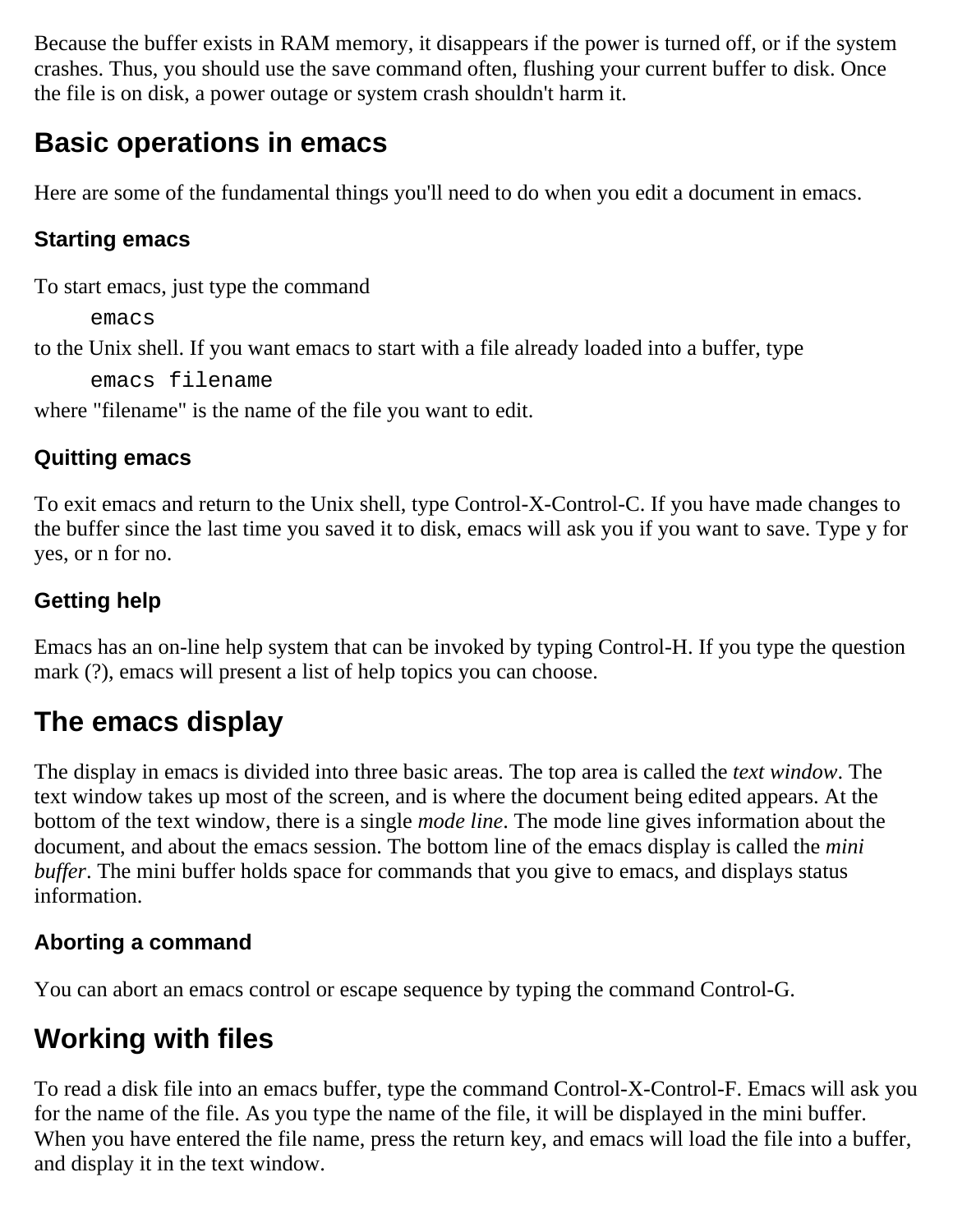Because the buffer exists in RAM memory, it disappears if the power is turned off, or if the system crashes. Thus, you should use the save command often, flushing your current buffer to disk. Once the file is on disk, a power outage or system crash shouldn't harm it.

## Basic operations in emacs

Here are some of the fundamental things you'll need to do when you edit a document in emacs.

### Starting emacs

To start emacs, just type the command

```
emacs
```

to the Unix shell. If you want emacs to start with a file already loaded into a buffer, type

```
emacs filename
```

where "filename" is the name of the file you want to edit.

### Quitting emacs

To exit emacs and return to the Unix shell, type Control-X-Control-C. If you have made changes to the buffer since the last time you saved it to disk, emacs will ask you if you want to save. Type y for yes, or n for no.

### Getting help

Emacs has an on-line help system that can be invoked by typing Control-H. If you type the question mark (?), emacs will present a list of help topics you can choose.

## The emacs display

The display in emacs is divided into three basic areas. The top area is called the *text window*. The text window takes up most of the screen, and is where the document being edited appears. At the bottom of the text window, there is a single *mode line*. The mode line gives information about the document, and about the emacs session. The bottom line of the emacs display is called the *mini buffer*. The mini buffer holds space for commands that you give to emacs, and displays status information.

### Aborting a command

You can abort an emacs control or escape sequence by typing the command Control-G.

## Working with files

To read a disk file into an emacs buffer, type the command Control-X-Control-F. Emacs will ask you for the name of the file. As you type the name of the file, it will be displayed in the mini buffer. When you have entered the file name, press the return key, and emacs will load the file into a buffer, and display it in the text window.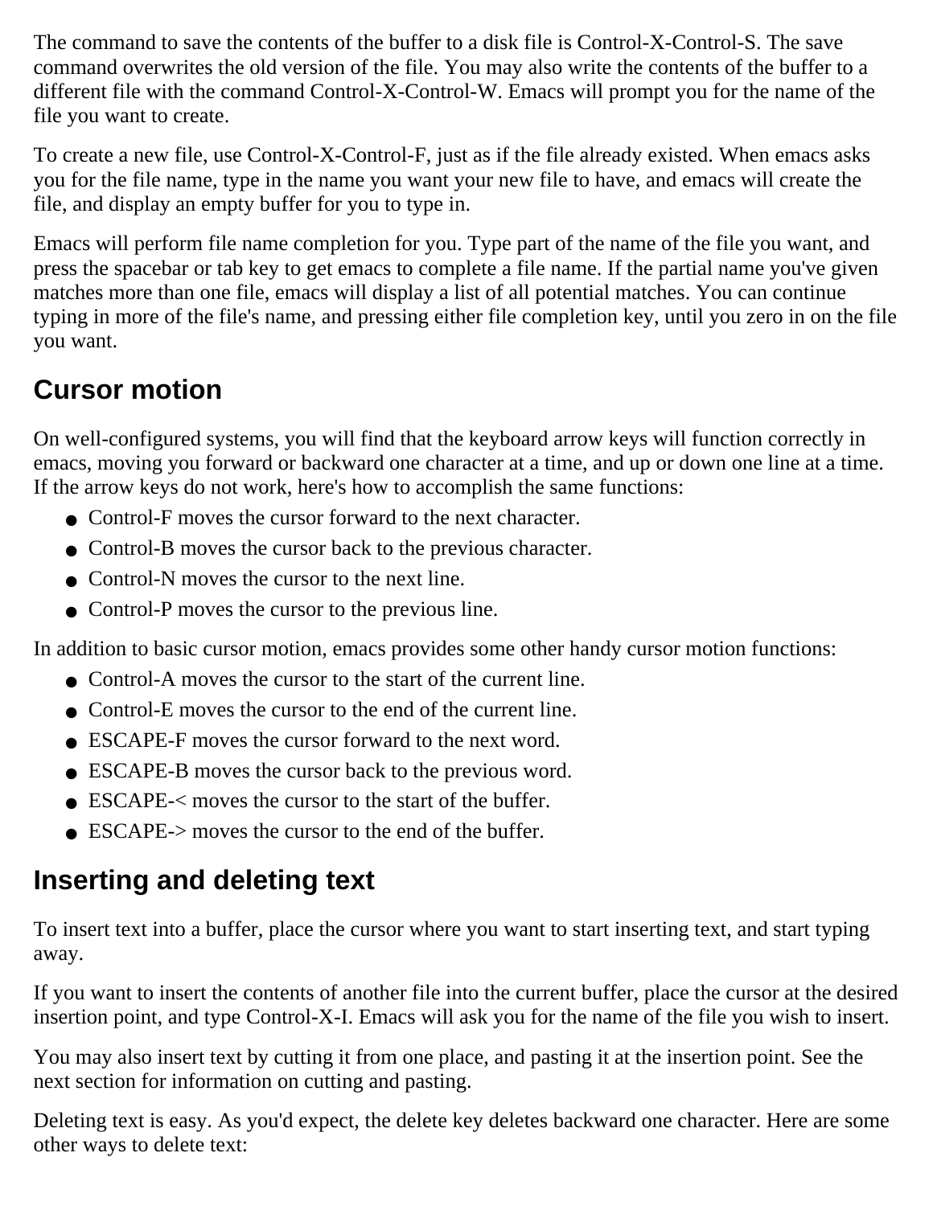The command to save the contents of the buffer to a disk file is Control-X-Control-S. The save command overwrites the old version of the file. You may also write the contents of the buffer to a different file with the command Control-X-Control-W. Emacs will prompt you for the name of the file you want to create.

To create a new file, use Control-X-Control-F, just as if the file already existed. When emacs asks you for the file name, type in the name you want your new file to have, and emacs will create the file, and display an empty buffer for you to type in.

Emacs will perform file name completion for you. Type part of the name of the file you want, and press the spacebar or tab key to get emacs to complete a file name. If the partial name you've given matches more than one file, emacs will display a list of all potential matches. You can continue typing in more of the file's name, and pressing either file completion key, until you zero in on the file you want.

## Cursor motion

On well-configured systems, you will find that the keyboard arrow keys will function correctly in emacs, moving you forward or backward one character at a time, and up or down one line at a time. If the arrow keys do not work, here's how to accomplish the same functions:

- Control-F moves the cursor forward to the next character.
- Control-B moves the cursor back to the previous character.
- Control-N moves the cursor to the next line.
- Control-P moves the cursor to the previous line.

In addition to basic cursor motion, emacs provides some other handy cursor motion functions:

- Control-A moves the cursor to the start of the current line.
- Control-E moves the cursor to the end of the current line.
- ESCAPE-F moves the cursor forward to the next word.
- ESCAPE-B moves the cursor back to the previous word.
- ESCAPE-< moves the cursor to the start of the buffer.
- ESCAPE-> moves the cursor to the end of the buffer.

## Inserting and deleting text

To insert text into a buffer, place the cursor where you want to start inserting text, and start typing away.

If you want to insert the contents of another file into the current buffer, place the cursor at the desired insertion point, and type Control-X-I. Emacs will ask you for the name of the file you wish to insert.

You may also insert text by cutting it from one place, and pasting it at the insertion point. See the next section for information on cutting and pasting.

Deleting text is easy. As you'd expect, the delete key deletes backward one character. Here are some other ways to delete text: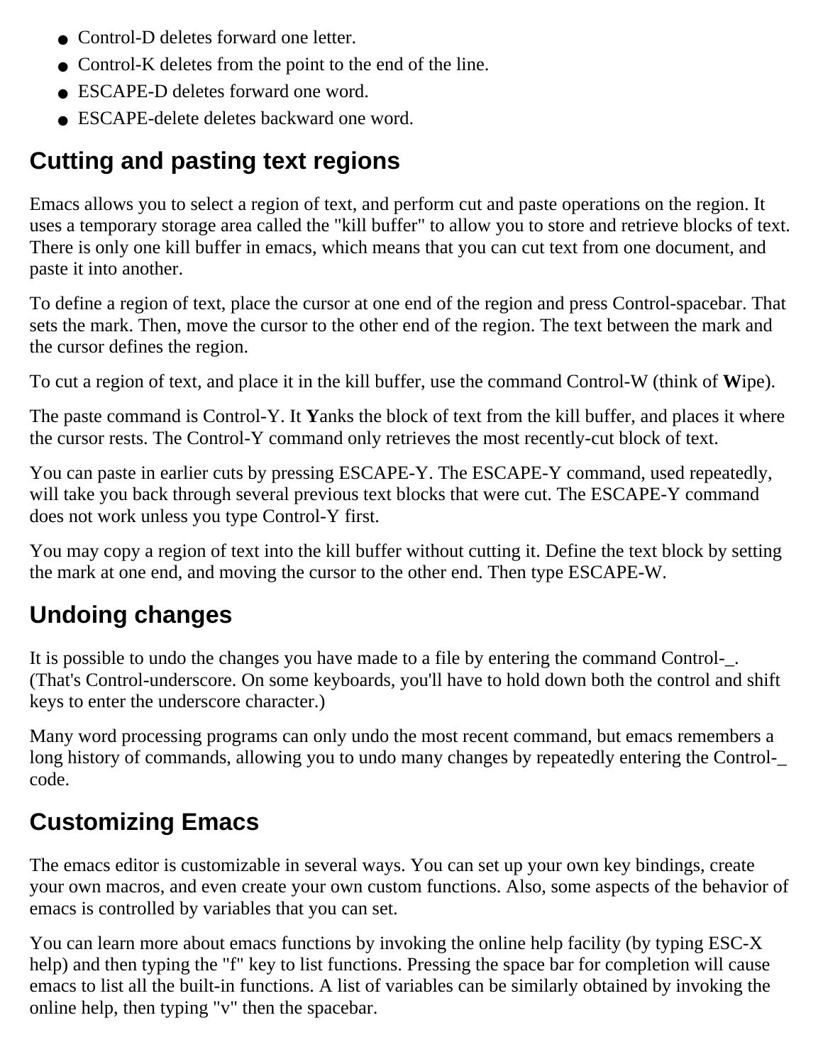- Control-D deletes forward one letter.
- Control-K deletes from the point to the end of the line.
- ESCAPE-D deletes forward one word.
- ESCAPE-delete deletes backward one word.

## Cutting and pasting text regions

Emacs allows you to select a region of text, and perform cut and paste operations on the region. It uses a temporary storage area called the "kill buffer" to allow you to store and retrieve blocks of text. There is only one kill buffer in emacs, which means that you can cut text from one document, and paste it into another.

To define a region of text, place the cursor at one end of the region and press Control-spacebar. That sets the mark. Then, move the cursor to the other end of the region. The text between the mark and the cursor defines the region.

To cut a region of text, and place it in the kill buffer, use the command Control-W (think of **W**ipe).

The paste command is Control-Y. It **Y**anks the block of text from the kill buffer, and places it where the cursor rests. The Control-Y command only retrieves the most recently-cut block of text.

You can paste in earlier cuts by pressing ESCAPE-Y. The ESCAPE-Y command, used repeatedly, will take you back through several previous text blocks that were cut. The ESCAPE-Y command does not work unless you type Control-Y first.

You may copy a region of text into the kill buffer without cutting it. Define the text block by setting the mark at one end, and moving the cursor to the other end. Then type ESCAPE-W.

## Undoing changes

It is possible to undo the changes you have made to a file by entering the command Control-_. (That's Control-underscore. On some keyboards, you'll have to hold down both the control and shift keys to enter the underscore character.)

Many word processing programs can only undo the most recent command, but emacs remembers a long history of commands, allowing you to undo many changes by repeatedly entering the Control-_ code.

## Customizing Emacs

The emacs editor is customizable in several ways. You can set up your own key bindings, create your own macros, and even create your own custom functions. Also, some aspects of the behavior of emacs is controlled by variables that you can set.

You can learn more about emacs functions by invoking the online help facility (by typing ESC-X help) and then typing the "f" key to list functions. Pressing the space bar for completion will cause emacs to list all the built-in functions. A list of variables can be similarly obtained by invoking the online help, then typing "v" then the spacebar.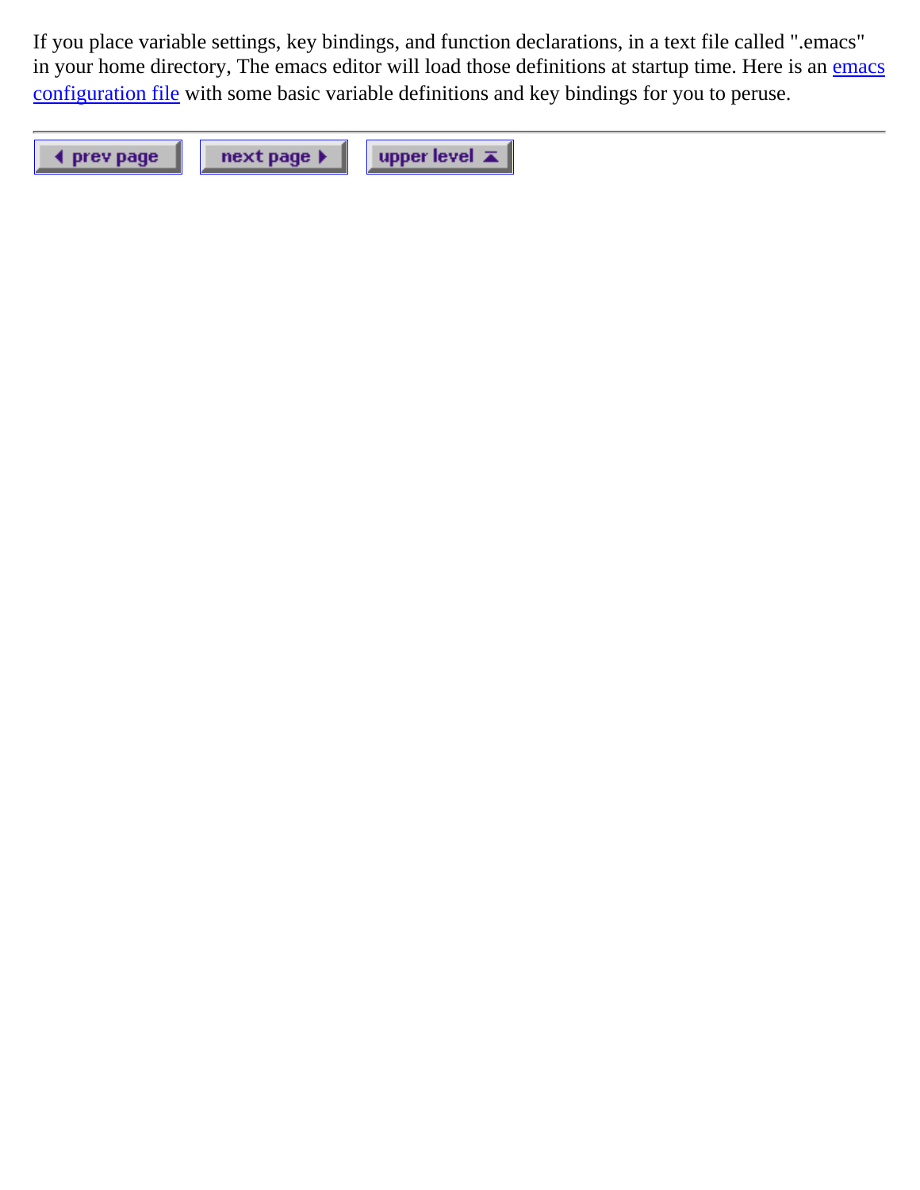If you place variable settings, key bindings, and function declarations, in a text file called ".emacs" in your home directory, The emacs editor will load those definitions at startup time. Here is an emacs configuration file with some basic variable definitions and key bindings for you to peruse.

---

prev page | next page | upper level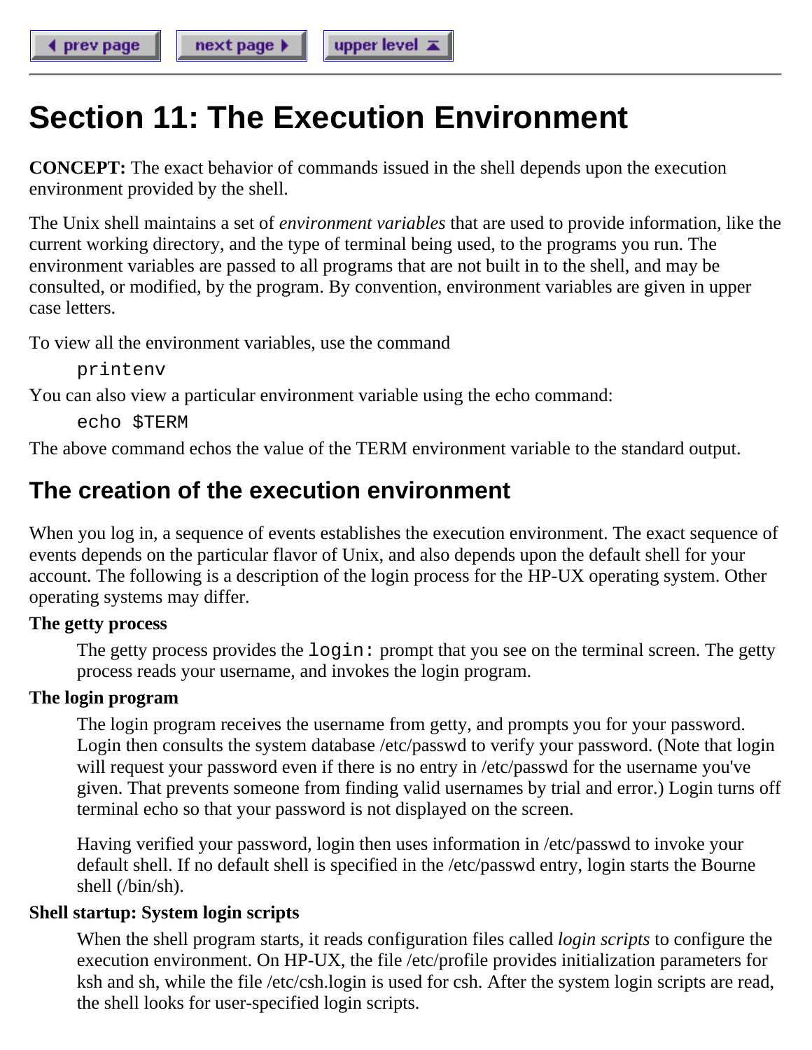# Section 11: The Execution Environment

**CONCEPT:** The exact behavior of commands issued in the shell depends upon the execution environment provided by the shell.

The Unix shell maintains a set of *environment variables* that are used to provide information, like the current working directory, and the type of terminal being used, to the programs you run. The environment variables are passed to all programs that are not built in to the shell, and may be consulted, or modified, by the program. By convention, environment variables are given in upper case letters.

To view all the environment variables, use the command

```
printenv
```

You can also view a particular environment variable using the echo command:

```
echo $TERM
```

The above command echos the value of the TERM environment variable to the standard output.

## The creation of the execution environment

When you log in, a sequence of events establishes the execution environment. The exact sequence of events depends on the particular flavor of Unix, and also depends upon the default shell for your account. The following is a description of the login process for the HP-UX operating system. Other operating systems may differ.

**The getty process**

The getty process provides the `login:` prompt that you see on the terminal screen. The getty process reads your username, and invokes the login program.

**The login program**

The login program receives the username from getty, and prompts you for your password. Login then consults the system database /etc/passwd to verify your password. (Note that login will request your password even if there is no entry in /etc/passwd for the username you've given. That prevents someone from finding valid usernames by trial and error.) Login turns off terminal echo so that your password is not displayed on the screen.

Having verified your password, login then uses information in /etc/passwd to invoke your default shell. If no default shell is specified in the /etc/passwd entry, login starts the Bourne shell (/bin/sh).

**Shell startup: System login scripts**

When the shell program starts, it reads configuration files called *login scripts* to configure the execution environment. On HP-UX, the file /etc/profile provides initialization parameters for ksh and sh, while the file /etc/csh.login is used for csh. After the system login scripts are read, the shell looks for user-specified login scripts.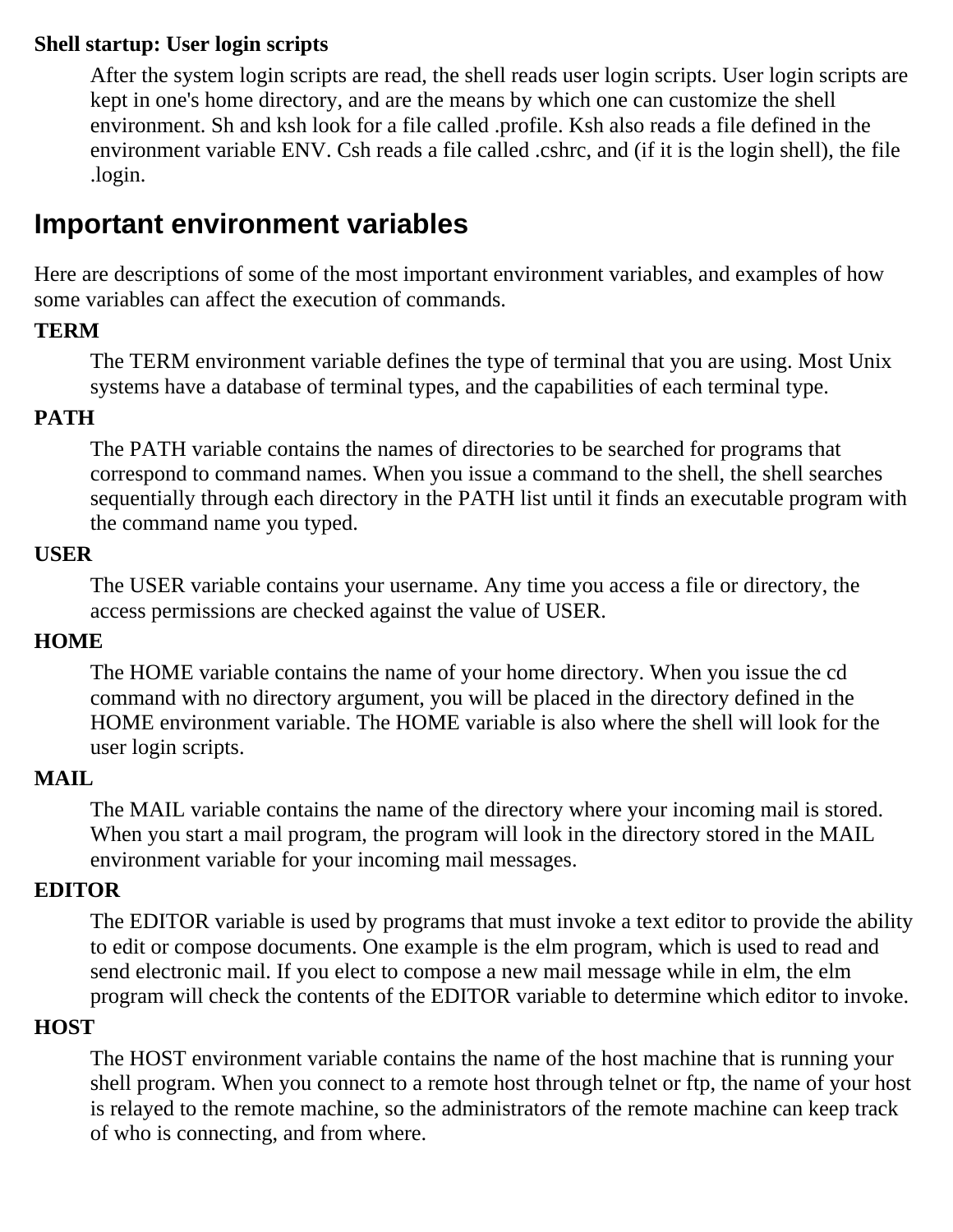**Shell startup: User login scripts**

After the system login scripts are read, the shell reads user login scripts. User login scripts are kept in one's home directory, and are the means by which one can customize the shell environment. Sh and ksh look for a file called .profile. Ksh also reads a file defined in the environment variable ENV. Csh reads a file called .cshrc, and (if it is the login shell), the file .login.

## Important environment variables

Here are descriptions of some of the most important environment variables, and examples of how some variables can affect the execution of commands.

**TERM**

The TERM environment variable defines the type of terminal that you are using. Most Unix systems have a database of terminal types, and the capabilities of each terminal type.

**PATH**

The PATH variable contains the names of directories to be searched for programs that correspond to command names. When you issue a command to the shell, the shell searches sequentially through each directory in the PATH list until it finds an executable program with the command name you typed.

**USER**

The USER variable contains your username. Any time you access a file or directory, the access permissions are checked against the value of USER.

**HOME**

The HOME variable contains the name of your home directory. When you issue the cd command with no directory argument, you will be placed in the directory defined in the HOME environment variable. The HOME variable is also where the shell will look for the user login scripts.

**MAIL**

The MAIL variable contains the name of the directory where your incoming mail is stored. When you start a mail program, the program will look in the directory stored in the MAIL environment variable for your incoming mail messages.

**EDITOR**

The EDITOR variable is used by programs that must invoke a text editor to provide the ability to edit or compose documents. One example is the elm program, which is used to read and send electronic mail. If you elect to compose a new mail message while in elm, the elm program will check the contents of the EDITOR variable to determine which editor to invoke.

**HOST**

The HOST environment variable contains the name of the host machine that is running your shell program. When you connect to a remote host through telnet or ftp, the name of your host is relayed to the remote machine, so the administrators of the remote machine can keep track of who is connecting, and from where.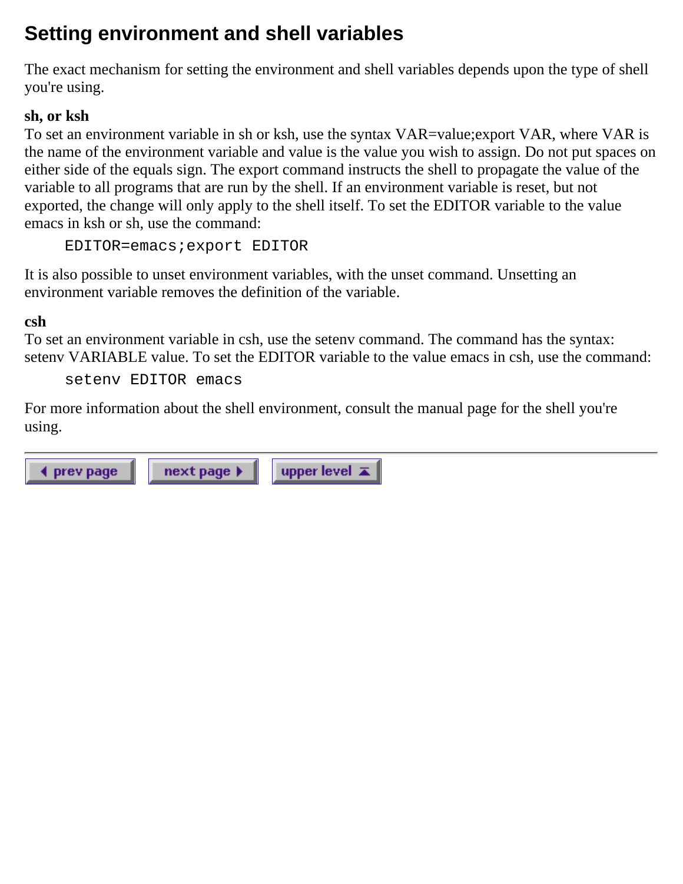# Setting environment and shell variables

The exact mechanism for setting the environment and shell variables depends upon the type of shell you're using.

**sh, or ksh**
To set an environment variable in sh or ksh, use the syntax VAR=value;export VAR, where VAR is the name of the environment variable and value is the value you wish to assign. Do not put spaces on either side of the equals sign. The export command instructs the shell to propagate the value of the variable to all programs that are run by the shell. If an environment variable is reset, but not exported, the change will only apply to the shell itself. To set the EDITOR variable to the value emacs in ksh or sh, use the command:

```
EDITOR=emacs;export EDITOR
```

It is also possible to unset environment variables, with the unset command. Unsetting an environment variable removes the definition of the variable.

**csh**
To set an environment variable in csh, use the setenv command. The command has the syntax: setenv VARIABLE value. To set the EDITOR variable to the value emacs in csh, use the command:

```
setenv EDITOR emacs
```

For more information about the shell environment, consult the manual page for the shell you're using.

---

prev page | next page | upper level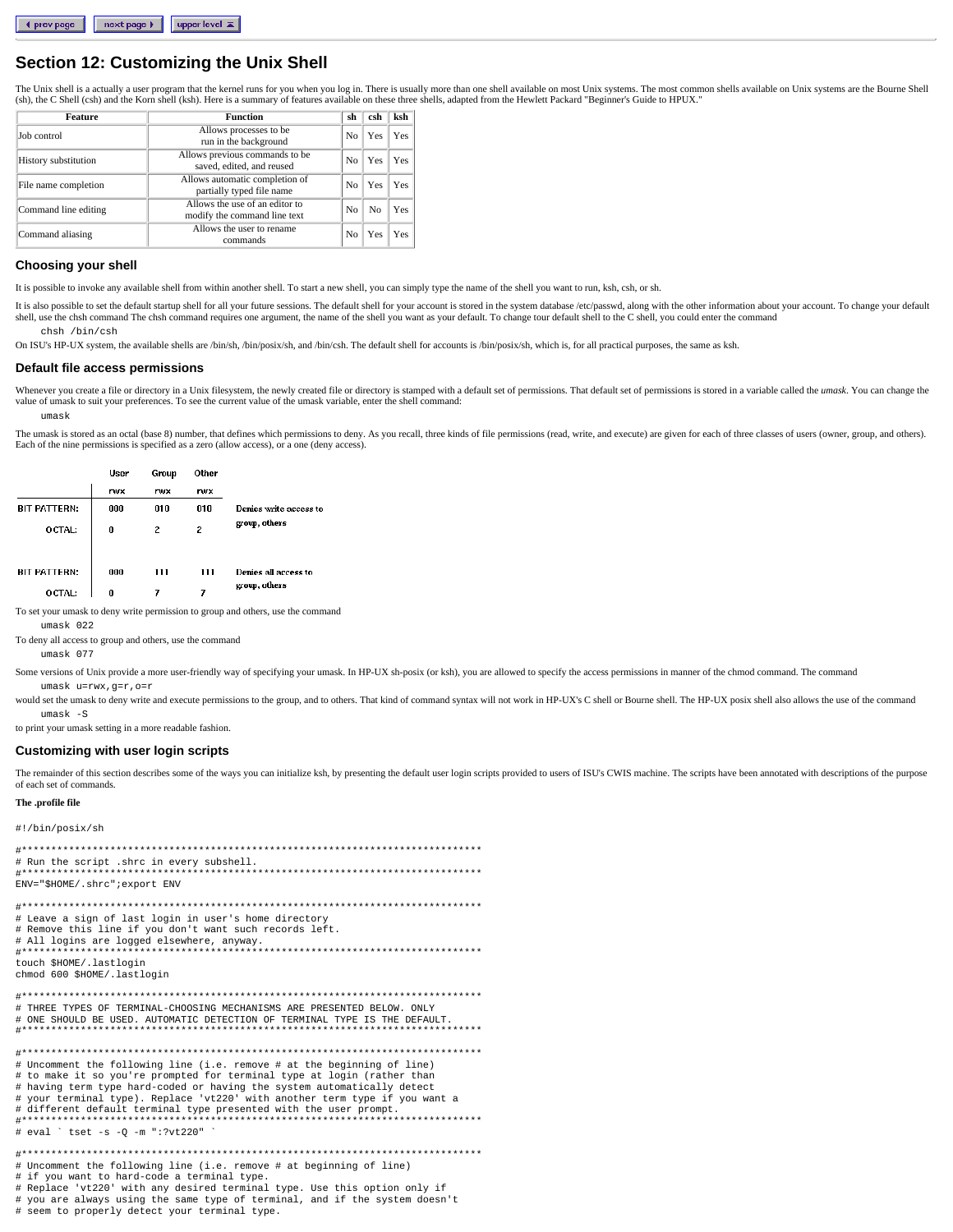# Section 12: Customizing the Unix Shell

The Unix shell is a actually a user program that the kernel runs for you when you log in. There is usually more than one shell available on most Unix systems. The most common shells available on Unix systems are the Bourne Shell (sh), the C Shell (csh) and the Korn shell (ksh). Here is a summary of features available on these three shells, adapted from the Hewlett Packard "Beginner's Guide to HPUX."

| Feature | Function | sh | csh | ksh |
|---|---|---|---|---|
| Job control | Allows processes to be run in the background | No | Yes | Yes |
| History substitution | Allows previous commands to be saved, edited, and reused | No | Yes | Yes |
| File name completion | Allows automatic completion of partially typed file name | No | Yes | Yes |
| Command line editing | Allows the use of an editor to modify the command line text | No | No | Yes |
| Command aliasing | Allows the user to rename commands | No | Yes | Yes |

## Choosing your shell

It is possible to invoke any available shell from within another shell. To start a new shell, you can simply type the name of the shell you want to run, ksh, csh, or sh.

It is also possible to set the default startup shell for all your future sessions. The default shell for your account is stored in the system database /etc/passwd, along with the other information about your account. To change your default shell, use the chsh command The chsh command requires one argument, the name of the shell you want as your default. To change tour default shell to the C shell, you could enter the command

```
chsh /bin/csh
```

On ISU's HP-UX system, the available shells are /bin/sh, /bin/posix/sh, and /bin/csh. The default shell for accounts is /bin/posix/sh, which is, for all practical purposes, the same as ksh.

## Default file access permissions

Whenever you create a file or directory in a Unix filesystem, the newly created file or directory is stamped with a default set of permissions. That default set of permissions is stored in a variable called the *umask*. You can change the value of umask to suit your preferences. To see the current value of the umask variable, enter the shell command:

```
umask
```

The umask is stored as an octal (base 8) number, that defines which permissions to deny. As you recall, three kinds of file permissions (read, write, and execute) are given for each of three classes of users (owner, group, and others). Each of the nine permissions is specified as a zero (allow access), or a one (deny access).

| | User | Group | Other | |
|---|---|---|---|---|
| | rwx | rwx | rwx | |
| BIT PATTERN: | 000 | 010 | 010 | Denies write access to group, others |
| OCTAL: | 0 | 2 | 2 | |
| BIT PATTERN: | 000 | 111 | 111 | Denies all access to group, others |
| OCTAL: | 0 | 7 | 7 | |

To set your umask to deny write permission to group and others, use the command

```
umask 022
```

To deny all access to group and others, use the command

```
umask 077
```

Some versions of Unix provide a more user-friendly way of specifying your umask. In HP-UX sh-posix (or ksh), you are allowed to specify the access permissions in manner of the chmod command. The command

```
umask u=rwx,g=r,o=r
```

would set the umask to deny write and execute permissions to the group, and to others. That kind of command syntax will not work in HP-UX's C shell or Bourne shell. The HP-UX posix shell also allows the use of the command

```
umask -S
```

to print your umask setting in a more readable fashion.

## Customizing with user login scripts

The remainder of this section describes some of the ways you can initialize ksh, by presenting the default user login scripts provided to users of ISU's CWIS machine. The scripts have been annotated with descriptions of the purpose of each set of commands.

**The .profile file**

```
#!/bin/posix/sh

#*****************************************************************************
# Run the script .shrc in every subshell.
#*****************************************************************************
ENV="$HOME/.shrc";export ENV

#*****************************************************************************
# Leave a sign of last login in user's home directory
# Remove this line if you don't want such records left.
# All logins are logged elsewhere, anyway.
#*****************************************************************************
touch $HOME/.lastlogin
chmod 600 $HOME/.lastlogin

#*****************************************************************************
# THREE TYPES OF TERMINAL-CHOOSING MECHANISMS ARE PRESENTED BELOW. ONLY
# ONE SHOULD BE USED. AUTOMATIC DETECTION OF TERMINAL TYPE IS THE DEFAULT.
#*****************************************************************************

#*****************************************************************************
# Uncomment the following line (i.e. remove # at the beginning of line)
# to make it so you're prompted for terminal type at login (rather than
# having term type hard-coded or having the system automatically detect
# your terminal type). Replace 'vt220' with another term type if you want a
# different default terminal type presented with the user prompt.
#*****************************************************************************
# eval ` tset -s -Q -m ":?vt220" `

#*****************************************************************************
# Uncomment the following line (i.e. remove # at beginning of line)
# if you want to hard-code a terminal type.
# Replace 'vt220' with any desired terminal type. Use this option only if
# you are always using the same type of terminal, and if the system doesn't
# seem to properly detect your terminal type.
```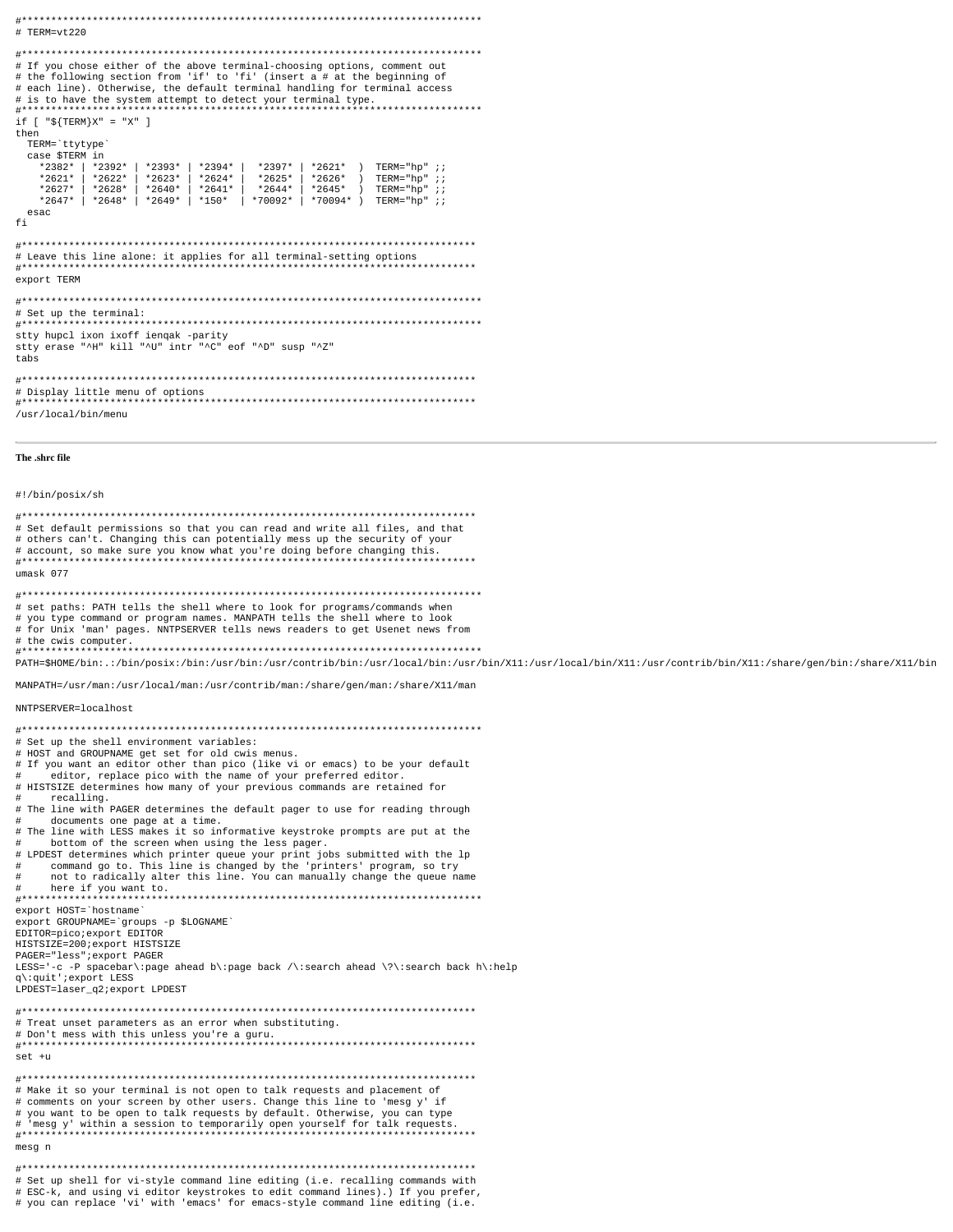```
#******************************************************************************
# TERM=vt220

#******************************************************************************
# If you chose either of the above terminal-choosing options, comment out
# the following section from 'if' to 'fi' (insert a # at the beginning of
# each line). Otherwise, the default terminal handling for terminal access
# is to have the system attempt to detect your terminal type.
#******************************************************************************
if [ "${TERM}X" = "X" ]
then
  TERM=`ttytype`
  case $TERM in
    *2382* | *2392* | *2393* | *2394* |  *2397* | *2621*  )  TERM="hp" ;;
    *2621* | *2622* | *2623* | *2624* |  *2625* | *2626*  )  TERM="hp" ;;
    *2627* | *2628* | *2640* | *2641* |  *2644* | *2645*  )  TERM="hp" ;;
    *2647* | *2648* | *2649* | *150*  | *70092* | *70094* )  TERM="hp" ;;
  esac
fi

#******************************************************************************
# Leave this line alone: it applies for all terminal-setting options
#******************************************************************************
export TERM

#******************************************************************************
# Set up the terminal:
#******************************************************************************
stty hupcl ixon ixoff ienqak -parity
stty erase "^H" kill "^U" intr "^C" eof "^D" susp "^Z"
tabs

#******************************************************************************
# Display little menu of options
#******************************************************************************
/usr/local/bin/menu
```

---

**The .shrc file**

```
#!/bin/posix/sh

#******************************************************************************
# Set default permissions so that you can read and write all files, and that
# others can't. Changing this can potentially mess up the security of your
# account, so make sure you know what you're doing before changing this.
#******************************************************************************
umask 077

#******************************************************************************
# set paths: PATH tells the shell where to look for programs/commands when
# you type command or program names. MANPATH tells the shell where to look
# for Unix 'man' pages. NNTPSERVER tells news readers to get Usenet news from
# the cwis computer.
#******************************************************************************
PATH=$HOME/bin:.:/bin/posix:/bin:/usr/bin:/usr/contrib/bin:/usr/local/bin:/usr/bin/X11:/usr/local/bin/X11:/usr/contrib/bin/X11:/share/gen/bin:/share/X11/bin

MANPATH=/usr/man:/usr/local/man:/usr/contrib/man:/share/gen/man:/share/X11/man

NNTPSERVER=localhost

#******************************************************************************
# Set up the shell environment variables:
# HOST and GROUPNAME get set for old cwis menus.
# If you want an editor other than pico (like vi or emacs) to be your default
#     editor, replace pico with the name of your preferred editor.
# HISTSIZE determines how many of your previous commands are retained for
#     recalling.
# The line with PAGER determines the default pager to use for reading through
#     documents one page at a time.
# The line with LESS makes it so informative keystroke prompts are put at the
#     bottom of the screen when using the less pager.
# LPDEST determines which printer queue your print jobs submitted with the lp
#     command go to. This line is changed by the 'printers' program, so try
#     not to radically alter this line. You can manually change the queue name
#     here if you want to.
#******************************************************************************
export HOST=`hostname`
export GROUPNAME=`groups -p $LOGNAME`
EDITOR=pico;export EDITOR
HISTSIZE=200;export HISTSIZE
PAGER="less";export PAGER
LESS='-c -P spacebar\:page ahead b\:page back /\:search ahead \?\:search back h\:help
q\:quit';export LESS
LPDEST=laser_q2;export LPDEST

#******************************************************************************
# Treat unset parameters as an error when substituting.
# Don't mess with this unless you're a guru.
#******************************************************************************
set +u

#******************************************************************************
# Make it so your terminal is not open to talk requests and placement of
# comments on your screen by other users. Change this line to 'mesg y' if
# you want to be open to talk requests by default. Otherwise, you can type
# 'mesg y' within a session to temporarily open yourself for talk requests.
#******************************************************************************
mesg n

#******************************************************************************
# Set up shell for vi-style command line editing (i.e. recalling commands with
# ESC-k, and using vi editor keystrokes to edit command lines).) If you prefer,
# you can replace 'vi' with 'emacs' for emacs-style command line editing (i.e.
```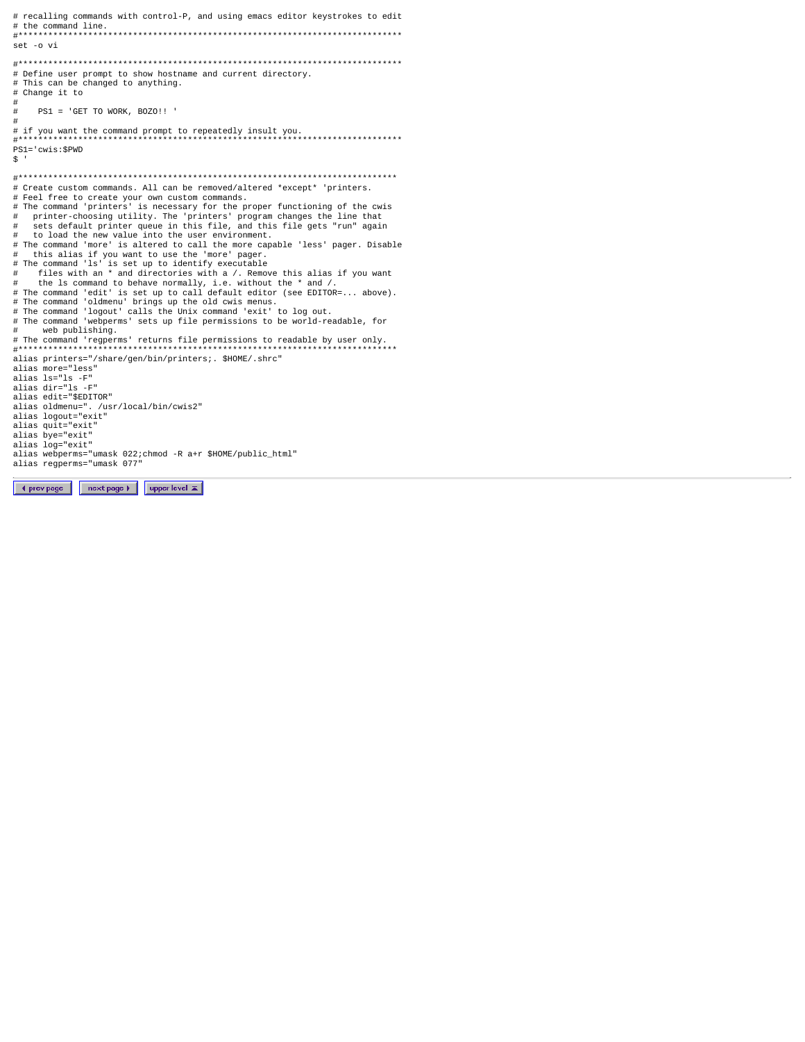```
# recalling commands with control-P, and using emacs editor keystrokes to edit
# the command line.
#****************************************************************************
set -o vi

#****************************************************************************
# Define user prompt to show hostname and current directory.
# This can be changed to anything.
# Change it to
#
#    PS1 = 'GET TO WORK, BOZO!! '
#
# if you want the command prompt to repeatedly insult you.
#****************************************************************************
PS1='cwis:$PWD
$ '

#***************************************************************************
# Create custom commands. All can be removed/altered *except* 'printers.
# Feel free to create your own custom commands.
# The command 'printers' is necessary for the proper functioning of the cwis
#   printer-choosing utility. The 'printers' program changes the line that
#   sets default printer queue in this file, and this file gets "run" again
#   to load the new value into the user environment.
# The command 'more' is altered to call the more capable 'less' pager. Disable
#   this alias if you want to use the 'more' pager.
# The command 'ls' is set up to identify executable
#    files with an * and directories with a /. Remove this alias if you want
#    the ls command to behave normally, i.e. without the * and /.
# The command 'edit' is set up to call default editor (see EDITOR=... above).
# The command 'oldmenu' brings up the old cwis menus.
# The command 'logout' calls the Unix command 'exit' to log out.
# The command 'webperms' sets up file permissions to be world-readable, for
#     web publishing.
# The command 'regperms' returns file permissions to readable by user only.
#***************************************************************************
alias printers="/share/gen/bin/printers;. $HOME/.shrc"
alias more="less"
alias ls="ls -F"
alias dir="ls -F"
alias edit="$EDITOR"
alias oldmenu=". /usr/local/bin/cwis2"
alias logout="exit"
alias quit="exit"
alias bye="exit"
alias log="exit"
alias webperms="umask 022;chmod -R a+r $HOME/public_html"
alias regperms="umask 077"
```

◀ prev page | next page ▶ | upper level ▲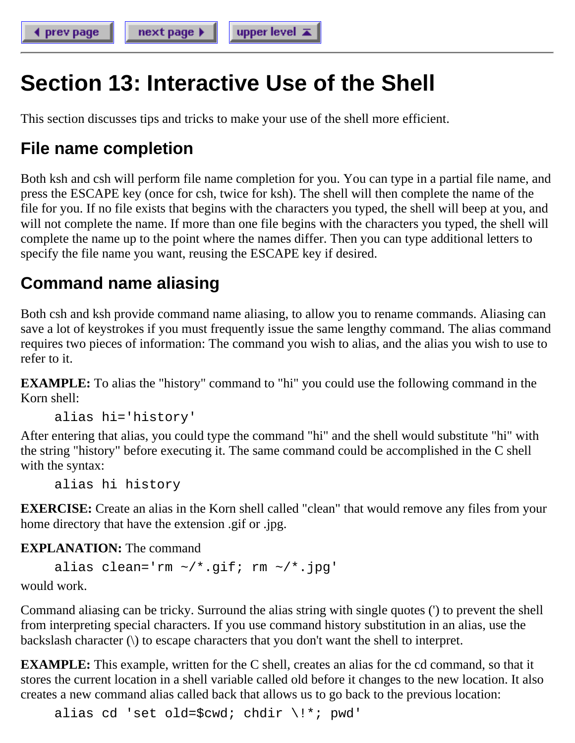# Section 13: Interactive Use of the Shell

This section discusses tips and tricks to make your use of the shell more efficient.

## File name completion

Both ksh and csh will perform file name completion for you. You can type in a partial file name, and press the ESCAPE key (once for csh, twice for ksh). The shell will then complete the name of the file for you. If no file exists that begins with the characters you typed, the shell will beep at you, and will not complete the name. If more than one file begins with the characters you typed, the shell will complete the name up to the point where the names differ. Then you can type additional letters to specify the file name you want, reusing the ESCAPE key if desired.

## Command name aliasing

Both csh and ksh provide command name aliasing, to allow you to rename commands. Aliasing can save a lot of keystrokes if you must frequently issue the same lengthy command. The alias command requires two pieces of information: The command you wish to alias, and the alias you wish to use to refer to it.

**EXAMPLE:** To alias the "history" command to "hi" you could use the following command in the Korn shell:

```
alias hi='history'
```

After entering that alias, you could type the command "hi" and the shell would substitute "hi" with the string "history" before executing it. The same command could be accomplished in the C shell with the syntax:

```
alias hi history
```

**EXERCISE:** Create an alias in the Korn shell called "clean" that would remove any files from your home directory that have the extension .gif or .jpg.

**EXPLANATION:** The command

```
alias clean='rm ~/*.gif; rm ~/*.jpg'
```

would work.

Command aliasing can be tricky. Surround the alias string with single quotes (') to prevent the shell from interpreting special characters. If you use command history substitution in an alias, use the backslash character (\) to escape characters that you don't want the shell to interpret.

**EXAMPLE:** This example, written for the C shell, creates an alias for the cd command, so that it stores the current location in a shell variable called old before it changes to the new location. It also creates a new command alias called back that allows us to go back to the previous location:

```
alias cd 'set old=$cwd; chdir \!*; pwd'
```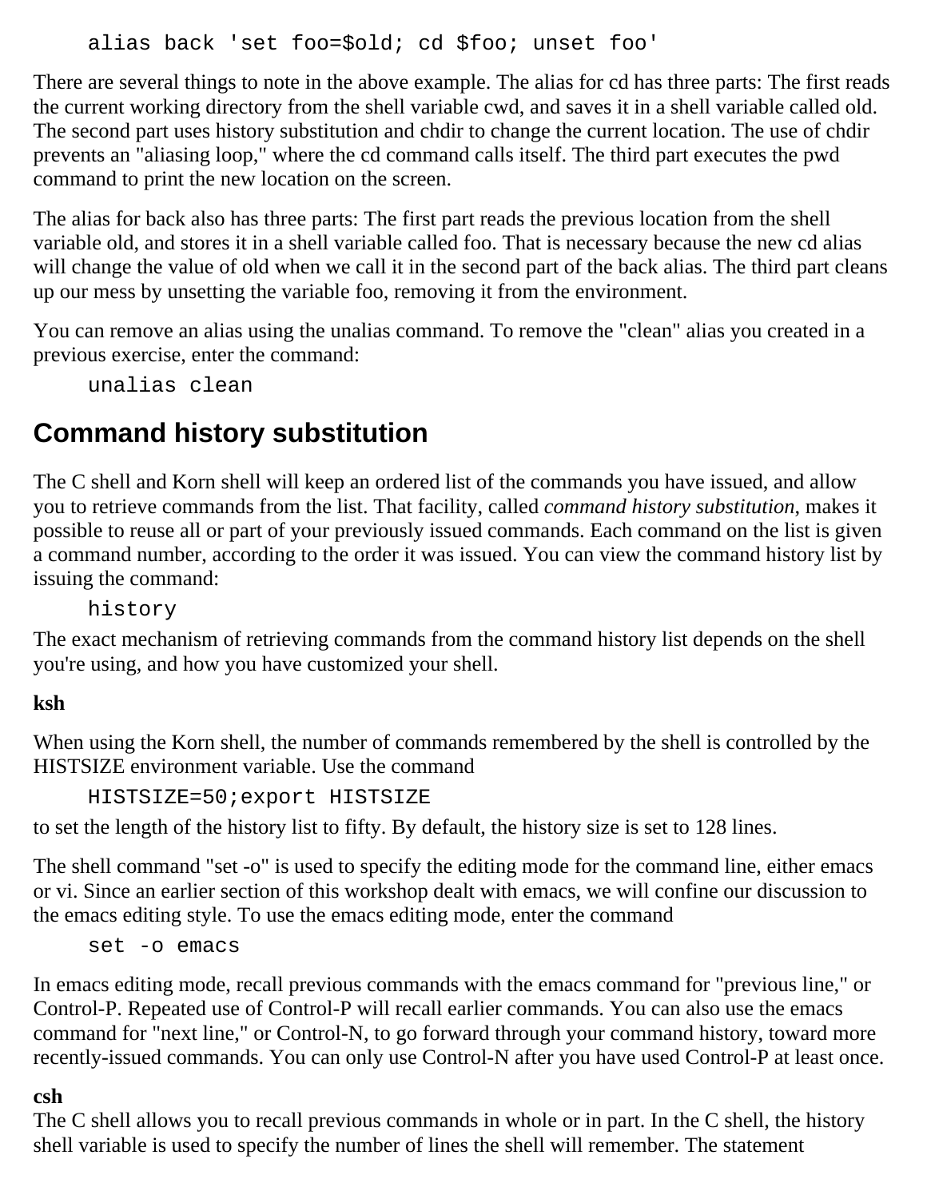```
alias back 'set foo=$old; cd $foo; unset foo'
```

There are several things to note in the above example. The alias for cd has three parts: The first reads the current working directory from the shell variable cwd, and saves it in a shell variable called old. The second part uses history substitution and chdir to change the current location. The use of chdir prevents an "aliasing loop," where the cd command calls itself. The third part executes the pwd command to print the new location on the screen.

The alias for back also has three parts: The first part reads the previous location from the shell variable old, and stores it in a shell variable called foo. That is necessary because the new cd alias will change the value of old when we call it in the second part of the back alias. The third part cleans up our mess by unsetting the variable foo, removing it from the environment.

You can remove an alias using the unalias command. To remove the "clean" alias you created in a previous exercise, enter the command:

```
unalias clean
```

## Command history substitution

The C shell and Korn shell will keep an ordered list of the commands you have issued, and allow you to retrieve commands from the list. That facility, called *command history substitution*, makes it possible to reuse all or part of your previously issued commands. Each command on the list is given a command number, according to the order it was issued. You can view the command history list by issuing the command:

```
history
```

The exact mechanism of retrieving commands from the command history list depends on the shell you're using, and how you have customized your shell.

**ksh**

When using the Korn shell, the number of commands remembered by the shell is controlled by the HISTSIZE environment variable. Use the command

```
HISTSIZE=50;export HISTSIZE
```

to set the length of the history list to fifty. By default, the history size is set to 128 lines.

The shell command "set -o" is used to specify the editing mode for the command line, either emacs or vi. Since an earlier section of this workshop dealt with emacs, we will confine our discussion to the emacs editing style. To use the emacs editing mode, enter the command

```
set -o emacs
```

In emacs editing mode, recall previous commands with the emacs command for "previous line," or Control-P. Repeated use of Control-P will recall earlier commands. You can also use the emacs command for "next line," or Control-N, to go forward through your command history, toward more recently-issued commands. You can only use Control-N after you have used Control-P at least once.

**csh**

The C shell allows you to recall previous commands in whole or in part. In the C shell, the history shell variable is used to specify the number of lines the shell will remember. The statement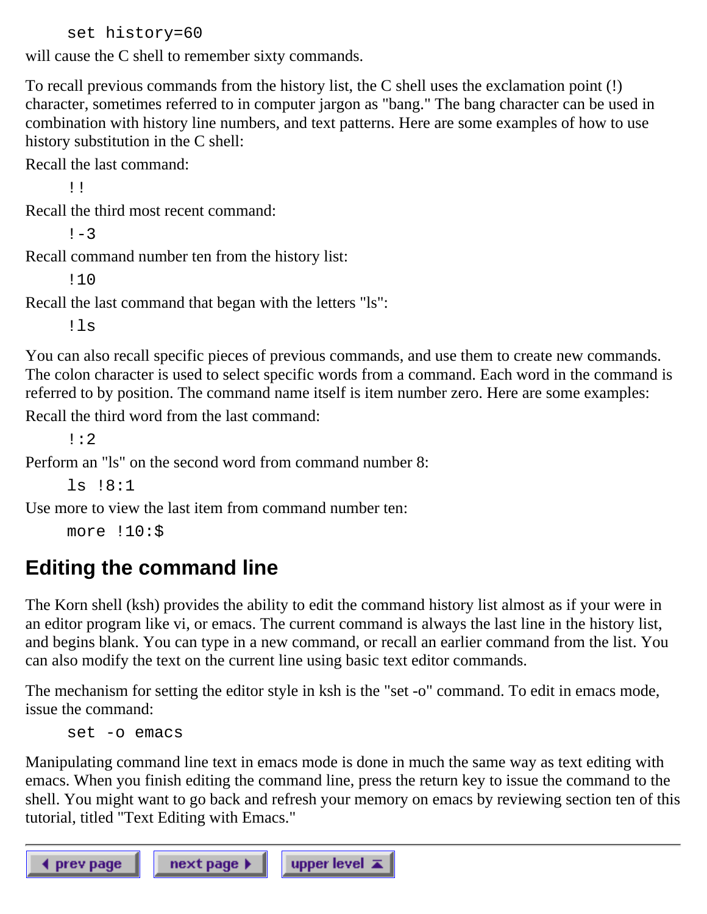```
set history=60
```

will cause the C shell to remember sixty commands.

To recall previous commands from the history list, the C shell uses the exclamation point (!) character, sometimes referred to in computer jargon as "bang." The bang character can be used in combination with history line numbers, and text patterns. Here are some examples of how to use history substitution in the C shell:

Recall the last command:

```
!!
```

Recall the third most recent command:

```
!-3
```

Recall command number ten from the history list:

```
!10
```

Recall the last command that began with the letters "ls":

```
!ls
```

You can also recall specific pieces of previous commands, and use them to create new commands. The colon character is used to select specific words from a command. Each word in the command is referred to by position. The command name itself is item number zero. Here are some examples:

Recall the third word from the last command:

```
!:2
```

Perform an "ls" on the second word from command number 8:

```
ls !8:1
```

Use more to view the last item from command number ten:

```
more !10:$
```

## Editing the command line

The Korn shell (ksh) provides the ability to edit the command history list almost as if your were in an editor program like vi, or emacs. The current command is always the last line in the history list, and begins blank. You can type in a new command, or recall an earlier command from the list. You can also modify the text on the current line using basic text editor commands.

The mechanism for setting the editor style in ksh is the "set -o" command. To edit in emacs mode, issue the command:

```
set -o emacs
```

Manipulating command line text in emacs mode is done in much the same way as text editing with emacs. When you finish editing the command line, press the return key to issue the command to the shell. You might want to go back and refresh your memory on emacs by reviewing section ten of this tutorial, titled "Text Editing with Emacs."

---

prev page | next page | upper level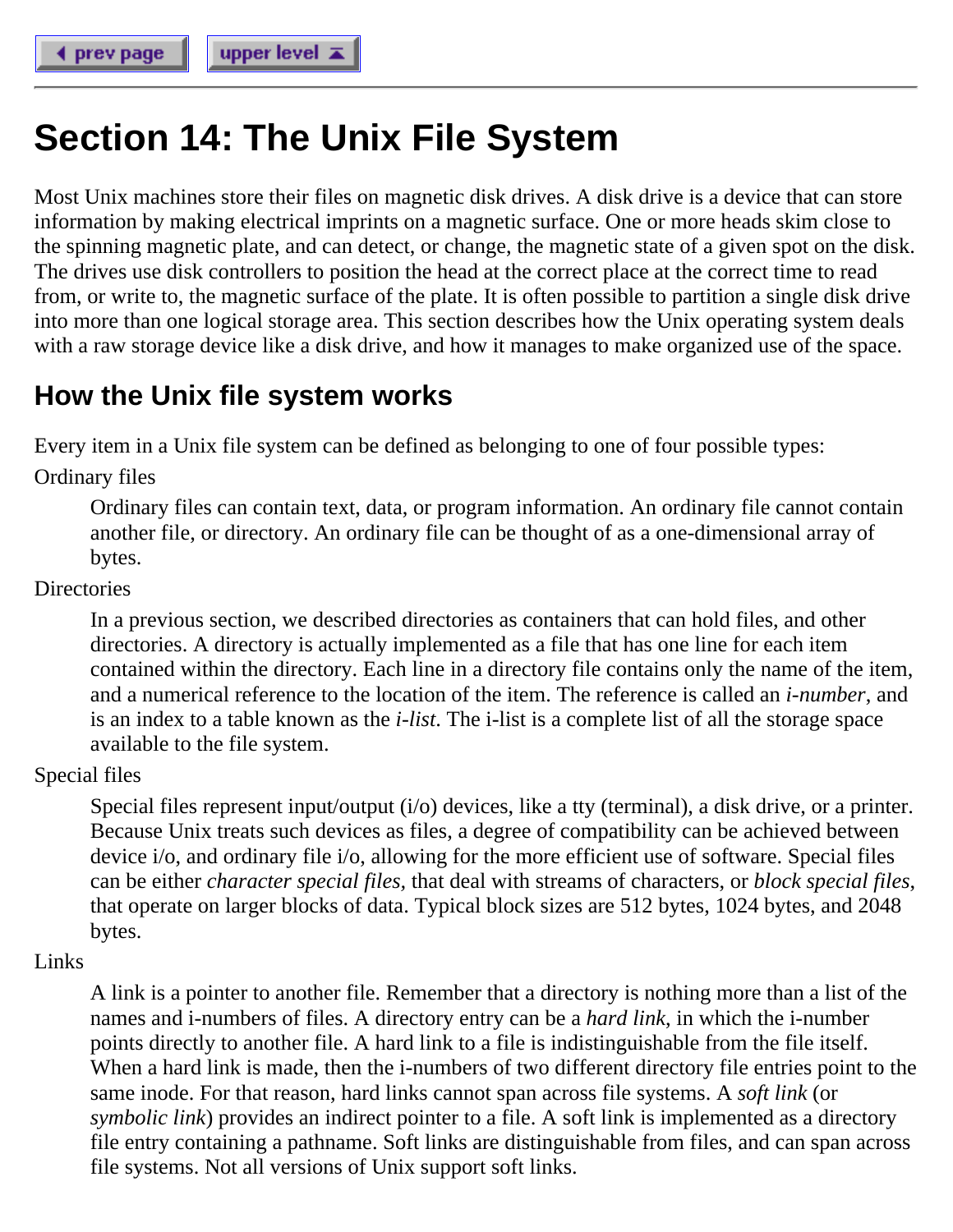# Section 14: The Unix File System

Most Unix machines store their files on magnetic disk drives. A disk drive is a device that can store information by making electrical imprints on a magnetic surface. One or more heads skim close to the spinning magnetic plate, and can detect, or change, the magnetic state of a given spot on the disk. The drives use disk controllers to position the head at the correct place at the correct time to read from, or write to, the magnetic surface of the plate. It is often possible to partition a single disk drive into more than one logical storage area. This section describes how the Unix operating system deals with a raw storage device like a disk drive, and how it manages to make organized use of the space.

## How the Unix file system works

Every item in a Unix file system can be defined as belonging to one of four possible types:

Ordinary files

> Ordinary files can contain text, data, or program information. An ordinary file cannot contain another file, or directory. An ordinary file can be thought of as a one-dimensional array of bytes.

Directories

> In a previous section, we described directories as containers that can hold files, and other directories. A directory is actually implemented as a file that has one line for each item contained within the directory. Each line in a directory file contains only the name of the item, and a numerical reference to the location of the item. The reference is called an *i-number*, and is an index to a table known as the *i-list*. The i-list is a complete list of all the storage space available to the file system.

Special files

> Special files represent input/output (i/o) devices, like a tty (terminal), a disk drive, or a printer. Because Unix treats such devices as files, a degree of compatibility can be achieved between device i/o, and ordinary file i/o, allowing for the more efficient use of software. Special files can be either *character special files*, that deal with streams of characters, or *block special files*, that operate on larger blocks of data. Typical block sizes are 512 bytes, 1024 bytes, and 2048 bytes.

Links

> A link is a pointer to another file. Remember that a directory is nothing more than a list of the names and i-numbers of files. A directory entry can be a *hard link*, in which the i-number points directly to another file. A hard link to a file is indistinguishable from the file itself. When a hard link is made, then the i-numbers of two different directory file entries point to the same inode. For that reason, hard links cannot span across file systems. A *soft link* (or *symbolic link*) provides an indirect pointer to a file. A soft link is implemented as a directory file entry containing a pathname. Soft links are distinguishable from files, and can span across file systems. Not all versions of Unix support soft links.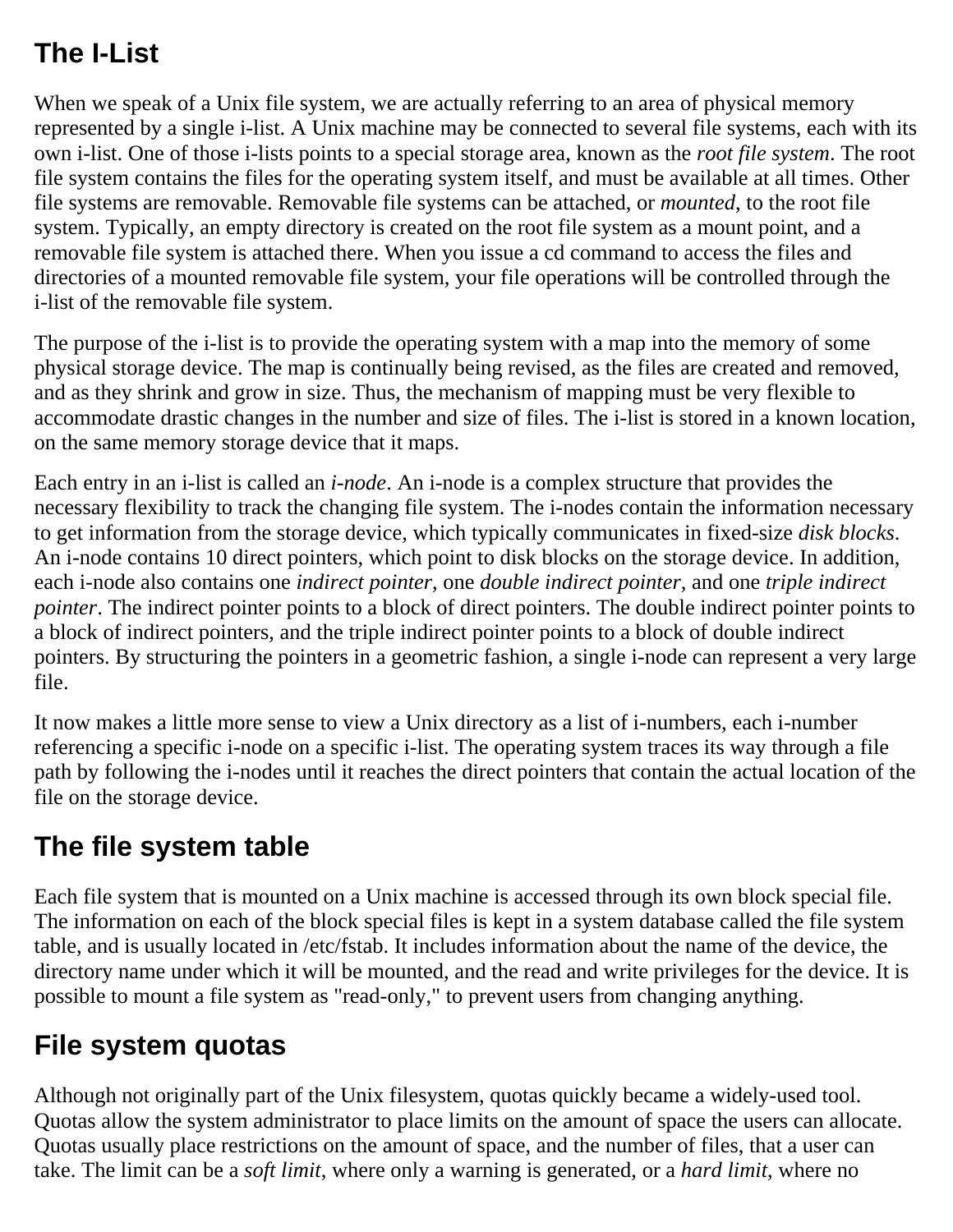## The I-List

When we speak of a Unix file system, we are actually referring to an area of physical memory represented by a single i-list. A Unix machine may be connected to several file systems, each with its own i-list. One of those i-lists points to a special storage area, known as the *root file system*. The root file system contains the files for the operating system itself, and must be available at all times. Other file systems are removable. Removable file systems can be attached, or *mounted*, to the root file system. Typically, an empty directory is created on the root file system as a mount point, and a removable file system is attached there. When you issue a cd command to access the files and directories of a mounted removable file system, your file operations will be controlled through the i-list of the removable file system.

The purpose of the i-list is to provide the operating system with a map into the memory of some physical storage device. The map is continually being revised, as the files are created and removed, and as they shrink and grow in size. Thus, the mechanism of mapping must be very flexible to accommodate drastic changes in the number and size of files. The i-list is stored in a known location, on the same memory storage device that it maps.

Each entry in an i-list is called an *i-node*. An i-node is a complex structure that provides the necessary flexibility to track the changing file system. The i-nodes contain the information necessary to get information from the storage device, which typically communicates in fixed-size *disk blocks*. An i-node contains 10 direct pointers, which point to disk blocks on the storage device. In addition, each i-node also contains one *indirect pointer*, one *double indirect pointer*, and one *triple indirect pointer*. The indirect pointer points to a block of direct pointers. The double indirect pointer points to a block of indirect pointers, and the triple indirect pointer points to a block of double indirect pointers. By structuring the pointers in a geometric fashion, a single i-node can represent a very large file.

It now makes a little more sense to view a Unix directory as a list of i-numbers, each i-number referencing a specific i-node on a specific i-list. The operating system traces its way through a file path by following the i-nodes until it reaches the direct pointers that contain the actual location of the file on the storage device.

## The file system table

Each file system that is mounted on a Unix machine is accessed through its own block special file. The information on each of the block special files is kept in a system database called the file system table, and is usually located in /etc/fstab. It includes information about the name of the device, the directory name under which it will be mounted, and the read and write privileges for the device. It is possible to mount a file system as "read-only," to prevent users from changing anything.

## File system quotas

Although not originally part of the Unix filesystem, quotas quickly became a widely-used tool. Quotas allow the system administrator to place limits on the amount of space the users can allocate. Quotas usually place restrictions on the amount of space, and the number of files, that a user can take. The limit can be a *soft limit*, where only a warning is generated, or a *hard limit*, where no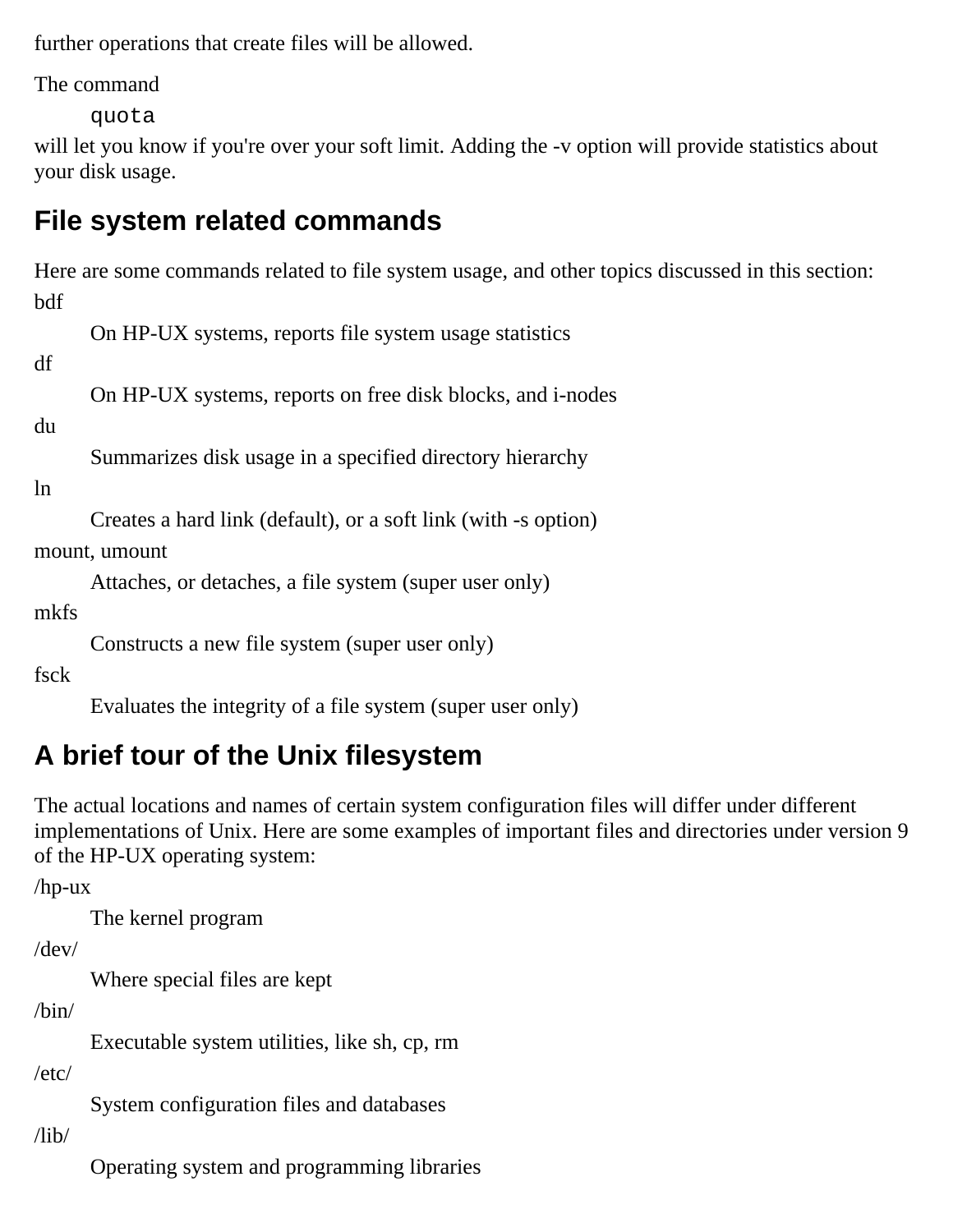further operations that create files will be allowed.

The command

```
quota
```

will let you know if you're over your soft limit. Adding the -v option will provide statistics about your disk usage.

## File system related commands

Here are some commands related to file system usage, and other topics discussed in this section:

bdf
: On HP-UX systems, reports file system usage statistics

df
: On HP-UX systems, reports on free disk blocks, and i-nodes

du
: Summarizes disk usage in a specified directory hierarchy

ln
: Creates a hard link (default), or a soft link (with -s option)

mount, umount
: Attaches, or detaches, a file system (super user only)

mkfs
: Constructs a new file system (super user only)

fsck
: Evaluates the integrity of a file system (super user only)

## A brief tour of the Unix filesystem

The actual locations and names of certain system configuration files will differ under different implementations of Unix. Here are some examples of important files and directories under version 9 of the HP-UX operating system:

/hp-ux
: The kernel program

/dev/
: Where special files are kept

/bin/
: Executable system utilities, like sh, cp, rm

/etc/
: System configuration files and databases

/lib/
: Operating system and programming libraries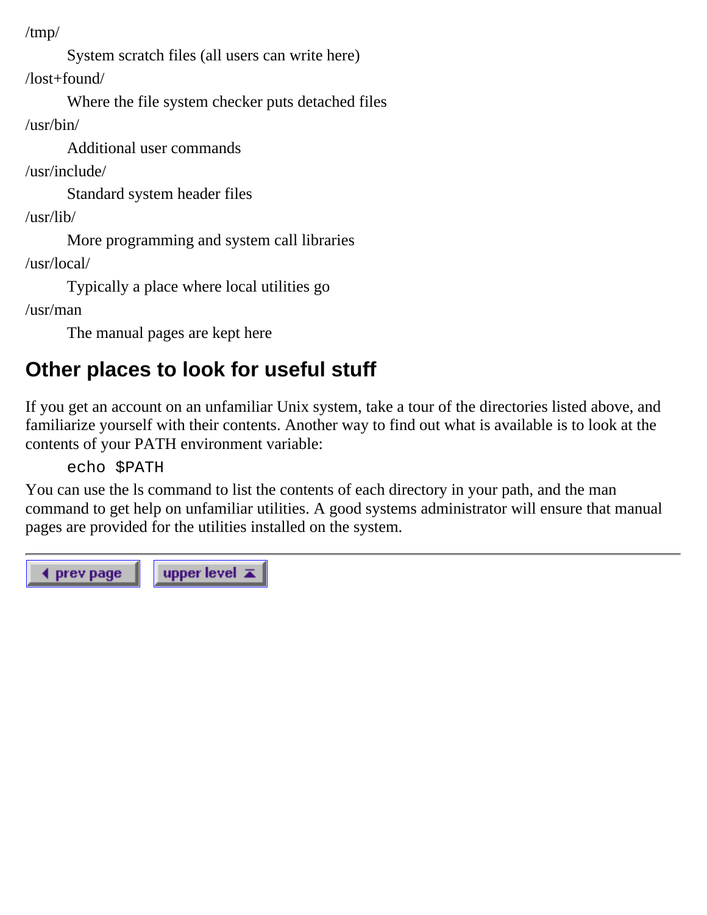/tmp/

System scratch files (all users can write here)

/lost+found/

Where the file system checker puts detached files

/usr/bin/

Additional user commands

/usr/include/

Standard system header files

/usr/lib/

More programming and system call libraries

/usr/local/

Typically a place where local utilities go

/usr/man

The manual pages are kept here

## Other places to look for useful stuff

If you get an account on an unfamiliar Unix system, take a tour of the directories listed above, and familiarize yourself with their contents. Another way to find out what is available is to look at the contents of your PATH environment variable:

```
echo $PATH
```

You can use the ls command to list the contents of each directory in your path, and the man command to get help on unfamiliar utilities. A good systems administrator will ensure that manual pages are provided for the utilities installed on the system.

---

prev page | upper level